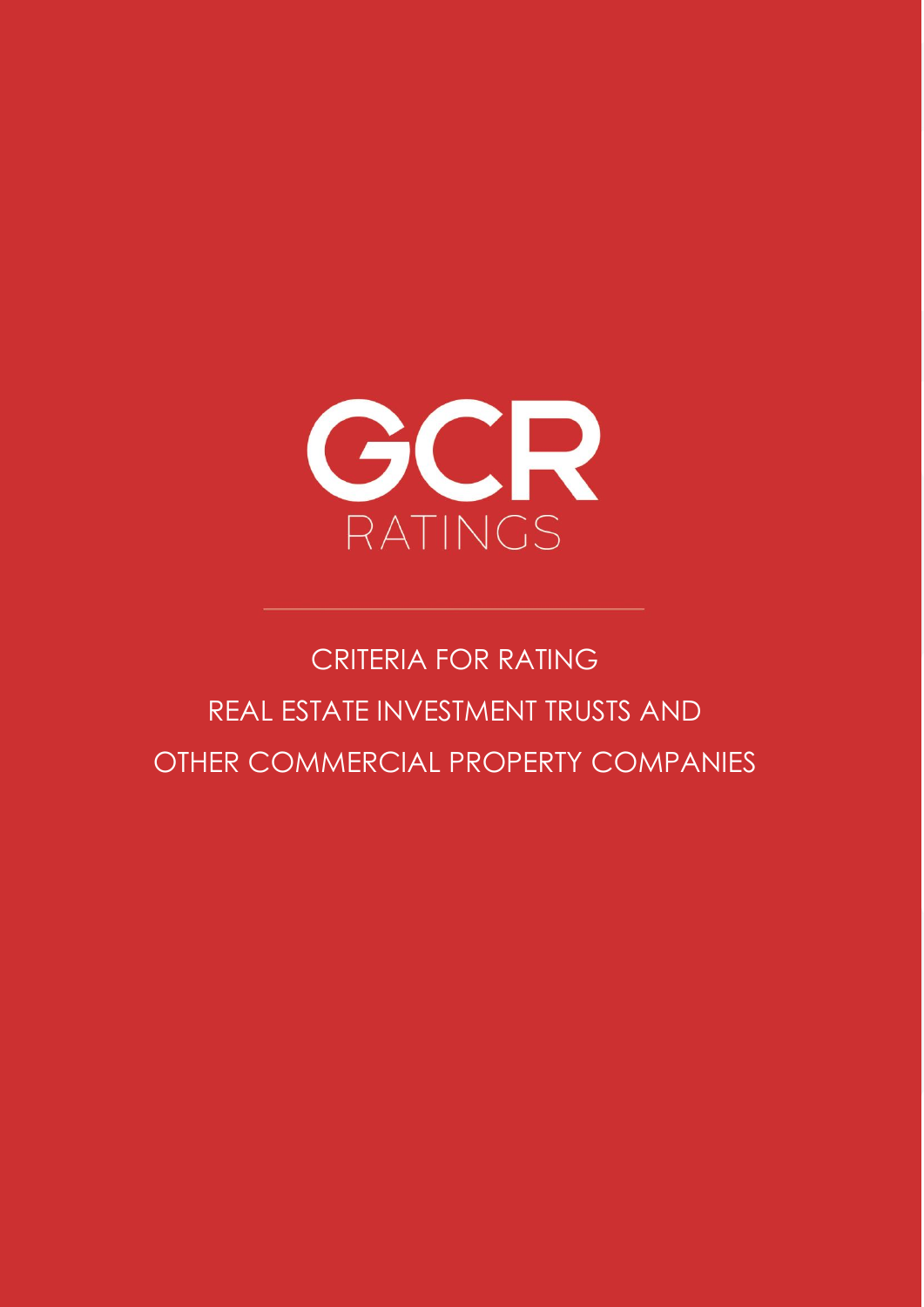GCR

RATINGS

# CRITERIA FOR RATING REAL ESTATE INVESTMENT TRUSTS AND OTHER COMMERCIAL PROPERTY COMPANIES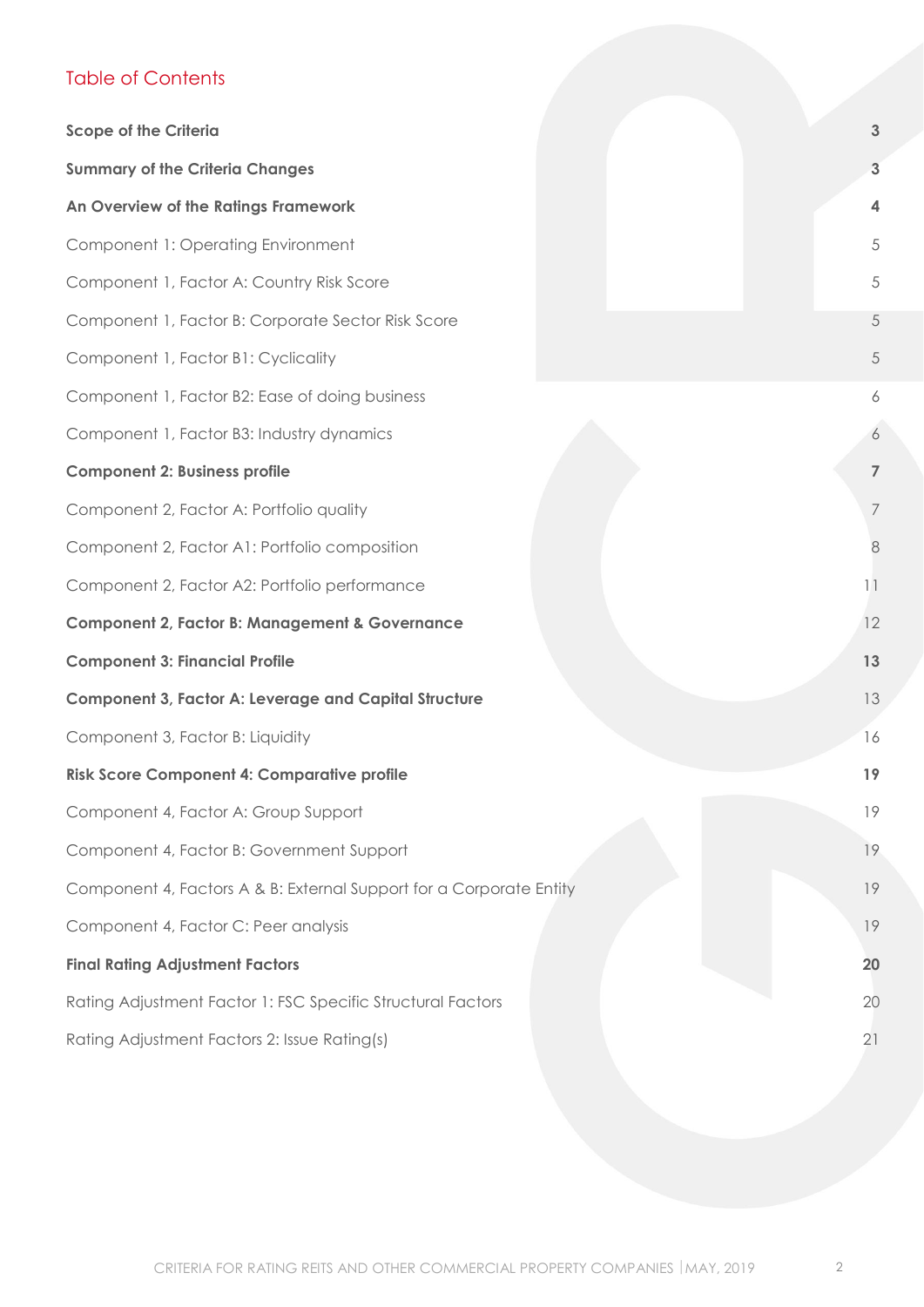## Table of Contents

| | |
|---|---|
| **Scope of the Criteria** | **3** |
| **Summary of the Criteria Changes** | **3** |
| **An Overview of the Ratings Framework** | **4** |
| Component 1: Operating Environment | 5 |
| Component 1, Factor A: Country Risk Score | 5 |
| Component 1, Factor B: Corporate Sector Risk Score | 5 |
| Component 1, Factor B1: Cyclicality | 5 |
| Component 1, Factor B2: Ease of doing business | 6 |
| Component 1, Factor B3: Industry dynamics | 6 |
| **Component 2: Business profile** | **7** |
| Component 2, Factor A: Portfolio quality | 7 |
| Component 2, Factor A1: Portfolio composition | 8 |
| Component 2, Factor A2: Portfolio performance | 11 |
| **Component 2, Factor B: Management & Governance** | 12 |
| **Component 3: Financial Profile** | **13** |
| **Component 3, Factor A: Leverage and Capital Structure** | 13 |
| Component 3, Factor B: Liquidity | 16 |
| **Risk Score Component 4: Comparative profile** | **19** |
| Component 4, Factor A: Group Support | 19 |
| Component 4, Factor B: Government Support | 19 |
| Component 4, Factors A & B: External Support for a Corporate Entity | 19 |
| Component 4, Factor C: Peer analysis | 19 |
| **Final Rating Adjustment Factors** | **20** |
| Rating Adjustment Factor 1: FSC Specific Structural Factors | 20 |
| Rating Adjustment Factors 2: Issue Rating(s) | 21 |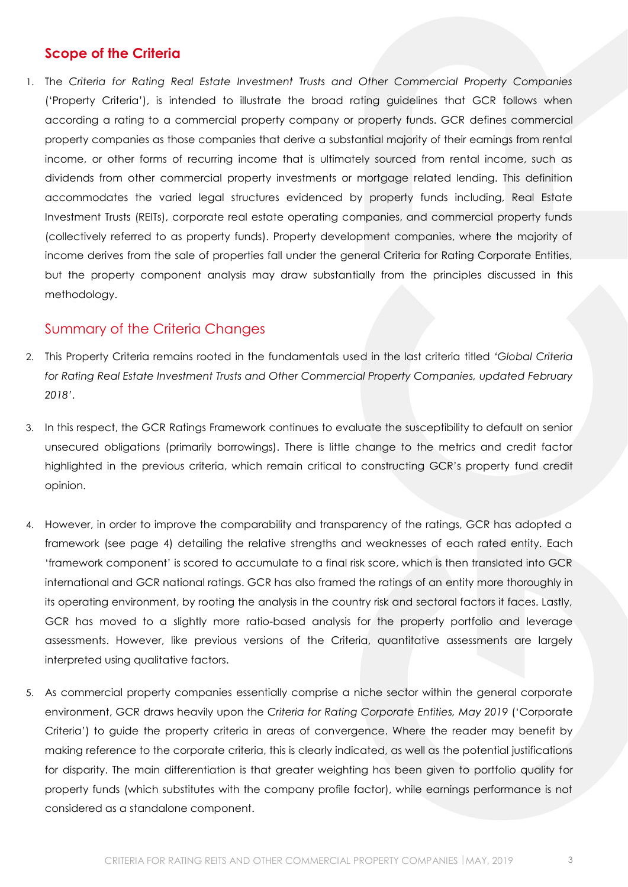## Scope of the Criteria

1. The *Criteria for Rating Real Estate Investment Trusts and Other Commercial Property Companies* ('Property Criteria'), is intended to illustrate the broad rating guidelines that GCR follows when according a rating to a commercial property company or property funds. GCR defines commercial property companies as those companies that derive a substantial majority of their earnings from rental income, or other forms of recurring income that is ultimately sourced from rental income, such as dividends from other commercial property investments or mortgage related lending. This definition accommodates the varied legal structures evidenced by property funds including, Real Estate Investment Trusts (REITs), corporate real estate operating companies, and commercial property funds (collectively referred to as property funds). Property development companies, where the majority of income derives from the sale of properties fall under the general Criteria for Rating Corporate Entities, but the property component analysis may draw substantially from the principles discussed in this methodology.

## Summary of the Criteria Changes

2. This Property Criteria remains rooted in the fundamentals used in the last criteria titled *'Global Criteria for Rating Real Estate Investment Trusts and Other Commercial Property Companies, updated February 2018'*.

3. In this respect, the GCR Ratings Framework continues to evaluate the susceptibility to default on senior unsecured obligations (primarily borrowings). There is little change to the metrics and credit factor highlighted in the previous criteria, which remain critical to constructing GCR's property fund credit opinion.

4. However, in order to improve the comparability and transparency of the ratings, GCR has adopted a framework (see page 4) detailing the relative strengths and weaknesses of each rated entity. Each 'framework component' is scored to accumulate to a final risk score, which is then translated into GCR international and GCR national ratings. GCR has also framed the ratings of an entity more thoroughly in its operating environment, by rooting the analysis in the country risk and sectoral factors it faces. Lastly, GCR has moved to a slightly more ratio-based analysis for the property portfolio and leverage assessments. However, like previous versions of the Criteria, quantitative assessments are largely interpreted using qualitative factors.

5. As commercial property companies essentially comprise a niche sector within the general corporate environment, GCR draws heavily upon the *Criteria for Rating Corporate Entities, May 2019* ('Corporate Criteria') to guide the property criteria in areas of convergence. Where the reader may benefit by making reference to the corporate criteria, this is clearly indicated, as well as the potential justifications for disparity. The main differentiation is that greater weighting has been given to portfolio quality for property funds (which substitutes with the company profile factor), while earnings performance is not considered as a standalone component.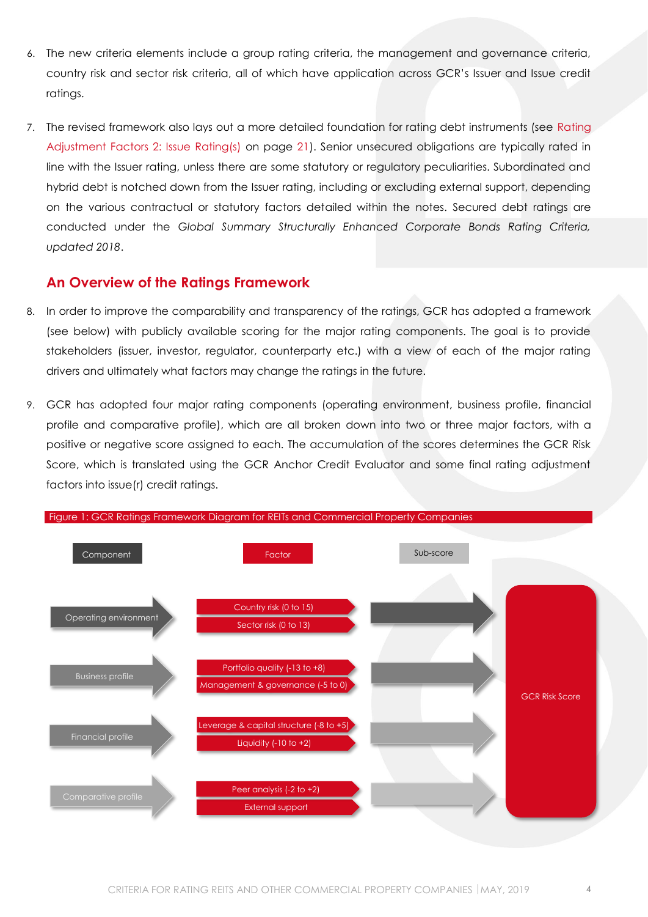6. The new criteria elements include a group rating criteria, the management and governance criteria, country risk and sector risk criteria, all of which have application across GCR's Issuer and Issue credit ratings.

7. The revised framework also lays out a more detailed foundation for rating debt instruments (see Rating Adjustment Factors 2: Issue Rating(s) on page 21). Senior unsecured obligations are typically rated in line with the Issuer rating, unless there are some statutory or regulatory peculiarities. Subordinated and hybrid debt is notched down from the Issuer rating, including or excluding external support, depending on the various contractual or statutory factors detailed within the notes. Secured debt ratings are conducted under the *Global Summary Structurally Enhanced Corporate Bonds Rating Criteria, updated 2018*.

## An Overview of the Ratings Framework

8. In order to improve the comparability and transparency of the ratings, GCR has adopted a framework (see below) with publicly available scoring for the major rating components. The goal is to provide stakeholders (issuer, investor, regulator, counterparty etc.) with a view of each of the major rating drivers and ultimately what factors may change the ratings in the future.

9. GCR has adopted four major rating components (operating environment, business profile, financial profile and comparative profile), which are all broken down into two or three major factors, with a positive or negative score assigned to each. The accumulation of the scores determines the GCR Risk Score, which is translated using the GCR Anchor Credit Evaluator and some final rating adjustment factors into issue(r) credit ratings.

Figure 1: GCR Ratings Framework Diagram for REITs and Commercial Property Companies

| Component | Factor | Sub-score | |
|---|---|---|---|
| Operating environment | Country risk (0 to 15)<br>Sector risk (0 to 13) | | GCR Risk Score |
| Business profile | Portfolio quality (-13 to +8)<br>Management & governance (-5 to 0) | | |
| Financial profile | Leverage & capital structure (-8 to +5)<br>Liquidity (-10 to +2) | | |
| Comparative profile | Peer analysis (-2 to +2)<br>External support | | |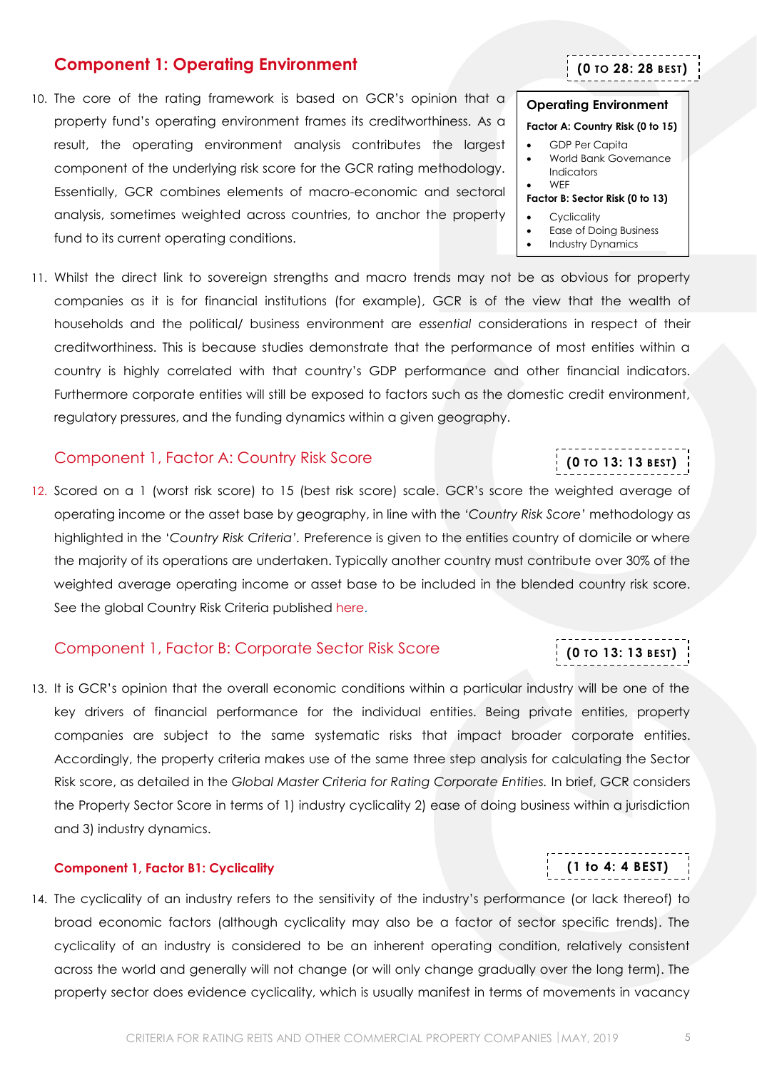## Component 1: Operating Environment

**(0 TO 28: 28 BEST)**

10. The core of the rating framework is based on GCR's opinion that a property fund's operating environment frames its creditworthiness. As a result, the operating environment analysis contributes the largest component of the underlying risk score for the GCR rating methodology. Essentially, GCR combines elements of macro-economic and sectoral analysis, sometimes weighted across countries, to anchor the property fund to its current operating conditions.

> **Operating Environment**
>
> **Factor A: Country Risk (0 to 15)**
> - GDP Per Capita
> - World Bank Governance Indicators
> - WEF
>
> **Factor B: Sector Risk (0 to 13)**
> - Cyclicality
> - Ease of Doing Business
> - Industry Dynamics

11. Whilst the direct link to sovereign strengths and macro trends may not be as obvious for property companies as it is for financial institutions (for example), GCR is of the view that the wealth of households and the political/ business environment are *essential* considerations in respect of their creditworthiness. This is because studies demonstrate that the performance of most entities within a country is highly correlated with that country's GDP performance and other financial indicators. Furthermore corporate entities will still be exposed to factors such as the domestic credit environment, regulatory pressures, and the funding dynamics within a given geography.

### Component 1, Factor A: Country Risk Score

**(0 TO 13: 13 BEST)**

12. Scored on a 1 (worst risk score) to 15 (best risk score) scale. GCR's score the weighted average of operating income or the asset base by geography, in line with the *'Country Risk Score'* methodology as highlighted in the '*Country Risk Criteria'.* Preference is given to the entities country of domicile or where the majority of its operations are undertaken. Typically another country must contribute over 30% of the weighted average operating income or asset base to be included in the blended country risk score. See the global Country Risk Criteria published here.

### Component 1, Factor B: Corporate Sector Risk Score

**(0 TO 13: 13 BEST)**

13. It is GCR's opinion that the overall economic conditions within a particular industry will be one of the key drivers of financial performance for the individual entities. Being private entities, property companies are subject to the same systematic risks that impact broader corporate entities. Accordingly, the property criteria makes use of the same three step analysis for calculating the Sector Risk score, as detailed in the *Global Master Criteria for Rating Corporate Entities.* In brief, GCR considers the Property Sector Score in terms of 1) industry cyclicality 2) ease of doing business within a jurisdiction and 3) industry dynamics.

#### Component 1, Factor B1: Cyclicality

**(1 to 4: 4 BEST)**

14. The cyclicality of an industry refers to the sensitivity of the industry's performance (or lack thereof) to broad economic factors (although cyclicality may also be a factor of sector specific trends). The cyclicality of an industry is considered to be an inherent operating condition, relatively consistent across the world and generally will not change (or will only change gradually over the long term). The property sector does evidence cyclicality, which is usually manifest in terms of movements in vacancy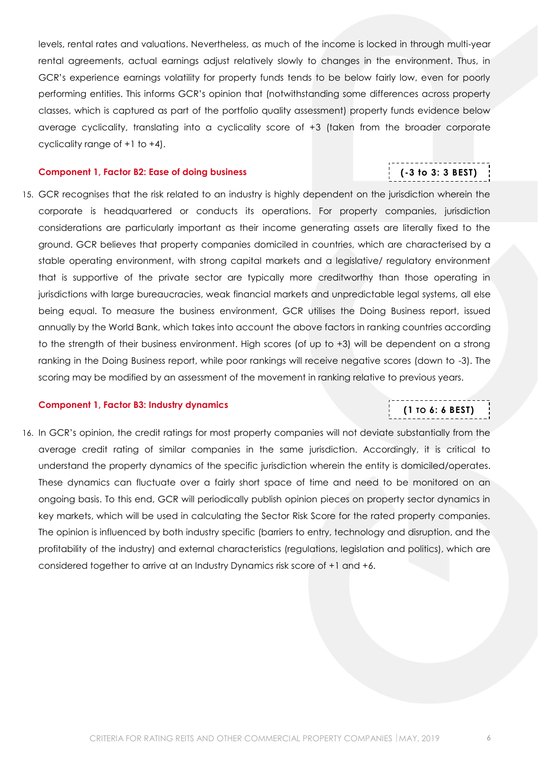levels, rental rates and valuations. Nevertheless, as much of the income is locked in through multi-year rental agreements, actual earnings adjust relatively slowly to changes in the environment. Thus, in GCR's experience earnings volatility for property funds tends to be below fairly low, even for poorly performing entities. This informs GCR's opinion that (notwithstanding some differences across property classes, which is captured as part of the portfolio quality assessment) property funds evidence below average cyclicality, translating into a cyclicality score of +3 (taken from the broader corporate cyclicality range of +1 to +4).

### Component 1, Factor B2: Ease of doing business

**(-3 to 3: 3 BEST)**

15. GCR recognises that the risk related to an industry is highly dependent on the jurisdiction wherein the corporate is headquartered or conducts its operations. For property companies, jurisdiction considerations are particularly important as their income generating assets are literally fixed to the ground. GCR believes that property companies domiciled in countries, which are characterised by a stable operating environment, with strong capital markets and a legislative/ regulatory environment that is supportive of the private sector are typically more creditworthy than those operating in jurisdictions with large bureaucracies, weak financial markets and unpredictable legal systems, all else being equal. To measure the business environment, GCR utilises the Doing Business report, issued annually by the World Bank, which takes into account the above factors in ranking countries according to the strength of their business environment. High scores (of up to +3) will be dependent on a strong ranking in the Doing Business report, while poor rankings will receive negative scores (down to -3). The scoring may be modified by an assessment of the movement in ranking relative to previous years.

### Component 1, Factor B3: Industry dynamics

**(1 TO 6: 6 BEST)**

16. In GCR's opinion, the credit ratings for most property companies will not deviate substantially from the average credit rating of similar companies in the same jurisdiction. Accordingly, it is critical to understand the property dynamics of the specific jurisdiction wherein the entity is domiciled/operates. These dynamics can fluctuate over a fairly short space of time and need to be monitored on an ongoing basis. To this end, GCR will periodically publish opinion pieces on property sector dynamics in key markets, which will be used in calculating the Sector Risk Score for the rated property companies. The opinion is influenced by both industry specific (barriers to entry, technology and disruption, and the profitability of the industry) and external characteristics (regulations, legislation and politics), which are considered together to arrive at an Industry Dynamics risk score of +1 and +6.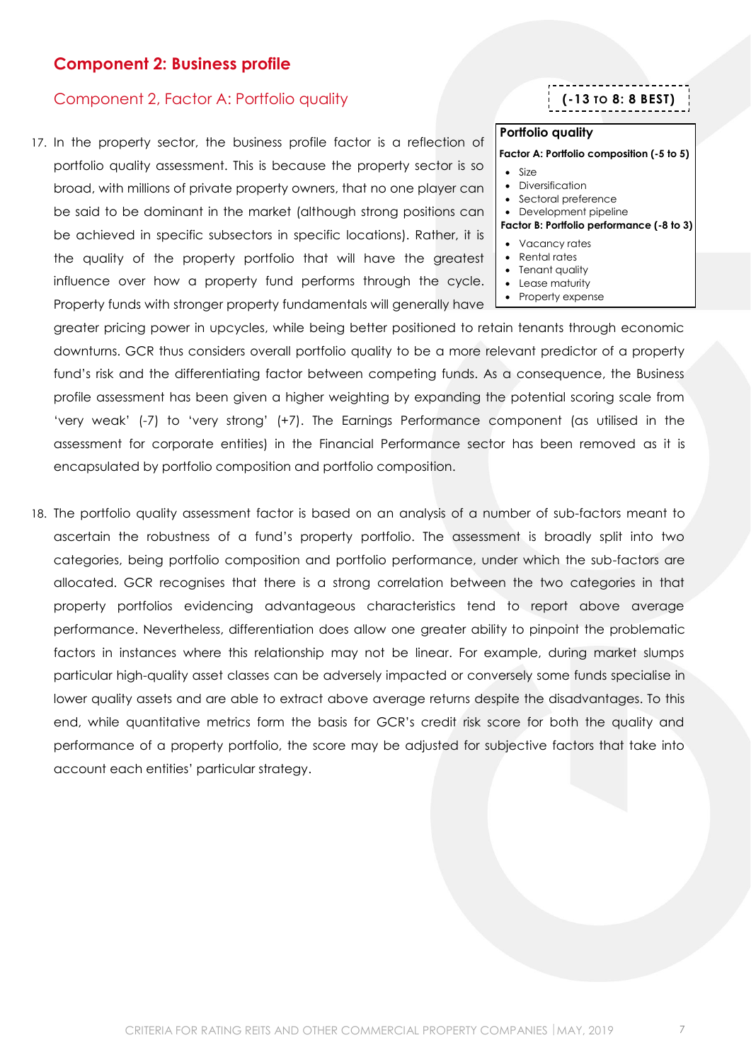## Component 2: Business profile

### Component 2, Factor A: Portfolio quality

**(-13 TO 8: 8 BEST)**

| **Portfolio quality** |
|---|
| **Factor A: Portfolio composition (-5 to 5)** |
| • Size<br>• Diversification<br>• Sectoral preference<br>• Development pipeline |
| **Factor B: Portfolio performance (-8 to 3)** |
| • Vacancy rates<br>• Rental rates<br>• Tenant quality<br>• Lease maturity<br>• Property expense |

17. In the property sector, the business profile factor is a reflection of portfolio quality assessment. This is because the property sector is so broad, with millions of private property owners, that no one player can be said to be dominant in the market (although strong positions can be achieved in specific subsectors in specific locations). Rather, it is the quality of the property portfolio that will have the greatest influence over how a property fund performs through the cycle. Property funds with stronger property fundamentals will generally have greater pricing power in upcycles, while being better positioned to retain tenants through economic downturns. GCR thus considers overall portfolio quality to be a more relevant predictor of a property fund's risk and the differentiating factor between competing funds. As a consequence, the Business profile assessment has been given a higher weighting by expanding the potential scoring scale from 'very weak' (-7) to 'very strong' (+7). The Earnings Performance component (as utilised in the assessment for corporate entities) in the Financial Performance sector has been removed as it is encapsulated by portfolio composition and portfolio composition.

18. The portfolio quality assessment factor is based on an analysis of a number of sub-factors meant to ascertain the robustness of a fund's property portfolio. The assessment is broadly split into two categories, being portfolio composition and portfolio performance, under which the sub-factors are allocated. GCR recognises that there is a strong correlation between the two categories in that property portfolios evidencing advantageous characteristics tend to report above average performance. Nevertheless, differentiation does allow one greater ability to pinpoint the problematic factors in instances where this relationship may not be linear. For example, during market slumps particular high-quality asset classes can be adversely impacted or conversely some funds specialise in lower quality assets and are able to extract above average returns despite the disadvantages. To this end, while quantitative metrics form the basis for GCR's credit risk score for both the quality and performance of a property portfolio, the score may be adjusted for subjective factors that take into account each entities' particular strategy.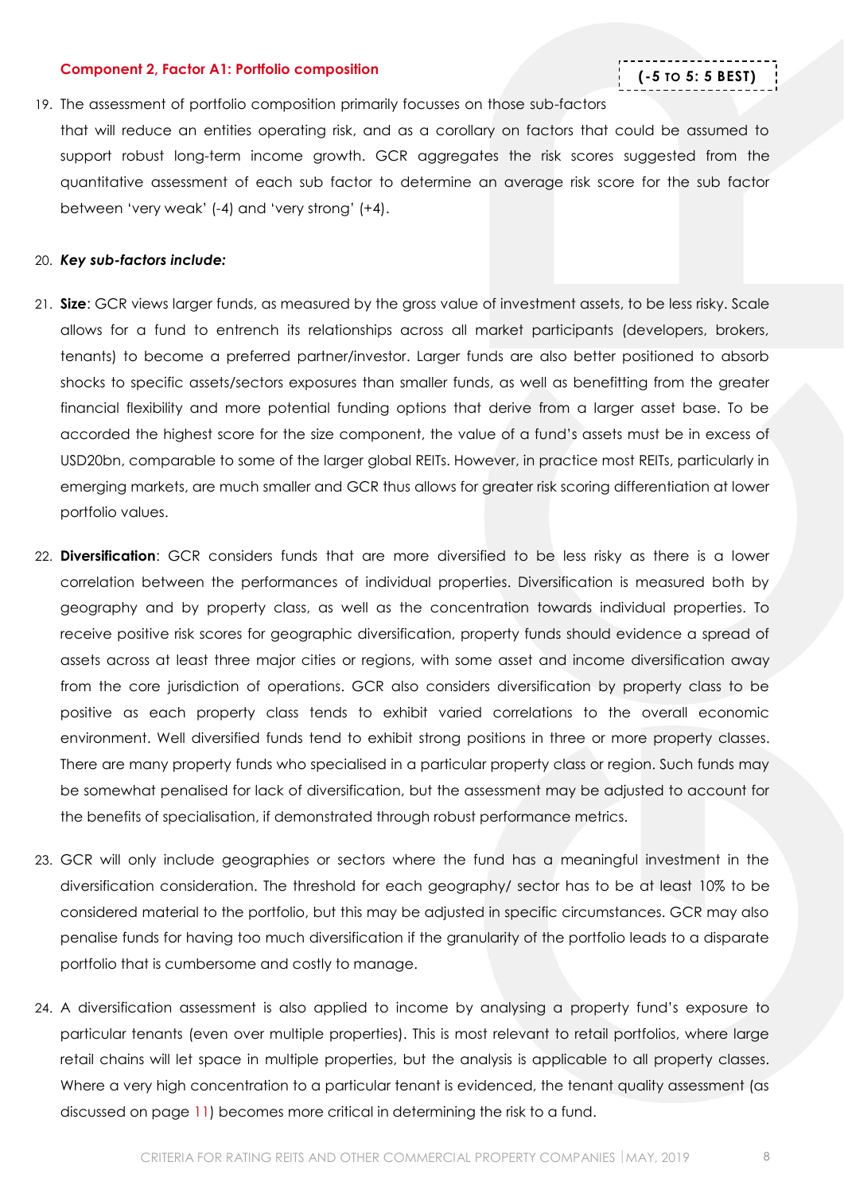**Component 2, Factor A1: Portfolio composition**

**(-5 TO 5: 5 BEST)**

19. The assessment of portfolio composition primarily focusses on those sub-factors that will reduce an entities operating risk, and as a corollary on factors that could be assumed to support robust long-term income growth. GCR aggregates the risk scores suggested from the quantitative assessment of each sub factor to determine an average risk score for the sub factor between 'very weak' (-4) and 'very strong' (+4).

20. ***Key sub-factors include:***

21. **Size**: GCR views larger funds, as measured by the gross value of investment assets, to be less risky. Scale allows for a fund to entrench its relationships across all market participants (developers, brokers, tenants) to become a preferred partner/investor. Larger funds are also better positioned to absorb shocks to specific assets/sectors exposures than smaller funds, as well as benefitting from the greater financial flexibility and more potential funding options that derive from a larger asset base. To be accorded the highest score for the size component, the value of a fund's assets must be in excess of USD20bn, comparable to some of the larger global REITs. However, in practice most REITs, particularly in emerging markets, are much smaller and GCR thus allows for greater risk scoring differentiation at lower portfolio values.

22. **Diversification**: GCR considers funds that are more diversified to be less risky as there is a lower correlation between the performances of individual properties. Diversification is measured both by geography and by property class, as well as the concentration towards individual properties. To receive positive risk scores for geographic diversification, property funds should evidence a spread of assets across at least three major cities or regions, with some asset and income diversification away from the core jurisdiction of operations. GCR also considers diversification by property class to be positive as each property class tends to exhibit varied correlations to the overall economic environment. Well diversified funds tend to exhibit strong positions in three or more property classes. There are many property funds who specialised in a particular property class or region. Such funds may be somewhat penalised for lack of diversification, but the assessment may be adjusted to account for the benefits of specialisation, if demonstrated through robust performance metrics.

23. GCR will only include geographies or sectors where the fund has a meaningful investment in the diversification consideration. The threshold for each geography/ sector has to be at least 10% to be considered material to the portfolio, but this may be adjusted in specific circumstances. GCR may also penalise funds for having too much diversification if the granularity of the portfolio leads to a disparate portfolio that is cumbersome and costly to manage.

24. A diversification assessment is also applied to income by analysing a property fund's exposure to particular tenants (even over multiple properties). This is most relevant to retail portfolios, where large retail chains will let space in multiple properties, but the analysis is applicable to all property classes. Where a very high concentration to a particular tenant is evidenced, the tenant quality assessment (as discussed on page 11) becomes more critical in determining the risk to a fund.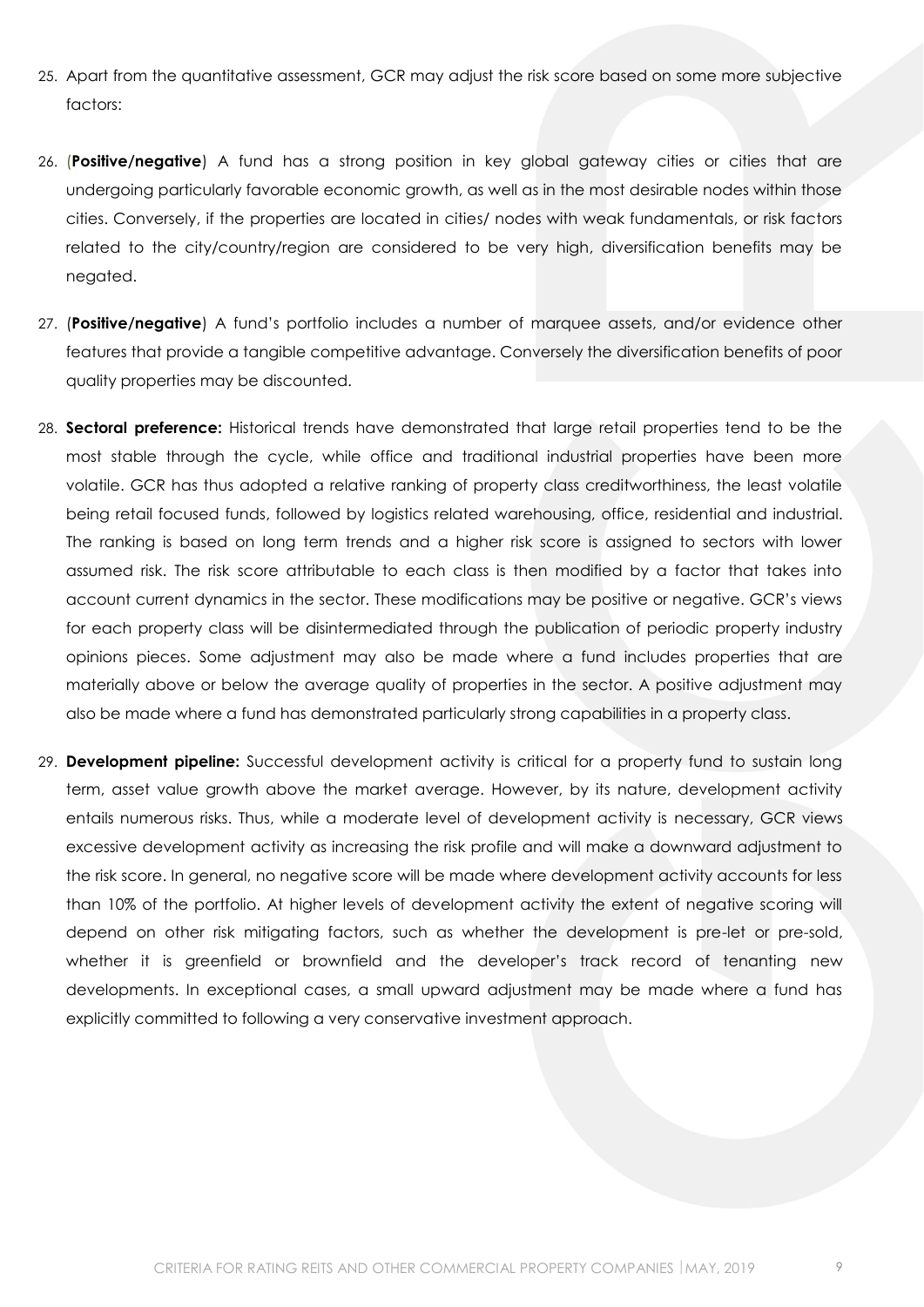25. Apart from the quantitative assessment, GCR may adjust the risk score based on some more subjective factors:

26. (**Positive/negative**) A fund has a strong position in key global gateway cities or cities that are undergoing particularly favorable economic growth, as well as in the most desirable nodes within those cities. Conversely, if the properties are located in cities/ nodes with weak fundamentals, or risk factors related to the city/country/region are considered to be very high, diversification benefits may be negated.

27. (**Positive/negative**) A fund's portfolio includes a number of marquee assets, and/or evidence other features that provide a tangible competitive advantage. Conversely the diversification benefits of poor quality properties may be discounted.

28. **Sectoral preference:** Historical trends have demonstrated that large retail properties tend to be the most stable through the cycle, while office and traditional industrial properties have been more volatile. GCR has thus adopted a relative ranking of property class creditworthiness, the least volatile being retail focused funds, followed by logistics related warehousing, office, residential and industrial. The ranking is based on long term trends and a higher risk score is assigned to sectors with lower assumed risk. The risk score attributable to each class is then modified by a factor that takes into account current dynamics in the sector. These modifications may be positive or negative. GCR's views for each property class will be disintermediated through the publication of periodic property industry opinions pieces. Some adjustment may also be made where a fund includes properties that are materially above or below the average quality of properties in the sector. A positive adjustment may also be made where a fund has demonstrated particularly strong capabilities in a property class.

29. **Development pipeline:** Successful development activity is critical for a property fund to sustain long term, asset value growth above the market average. However, by its nature, development activity entails numerous risks. Thus, while a moderate level of development activity is necessary, GCR views excessive development activity as increasing the risk profile and will make a downward adjustment to the risk score. In general, no negative score will be made where development activity accounts for less than 10% of the portfolio. At higher levels of development activity the extent of negative scoring will depend on other risk mitigating factors, such as whether the development is pre-let or pre-sold, whether it is greenfield or brownfield and the developer's track record of tenanting new developments. In exceptional cases, a small upward adjustment may be made where a fund has explicitly committed to following a very conservative investment approach.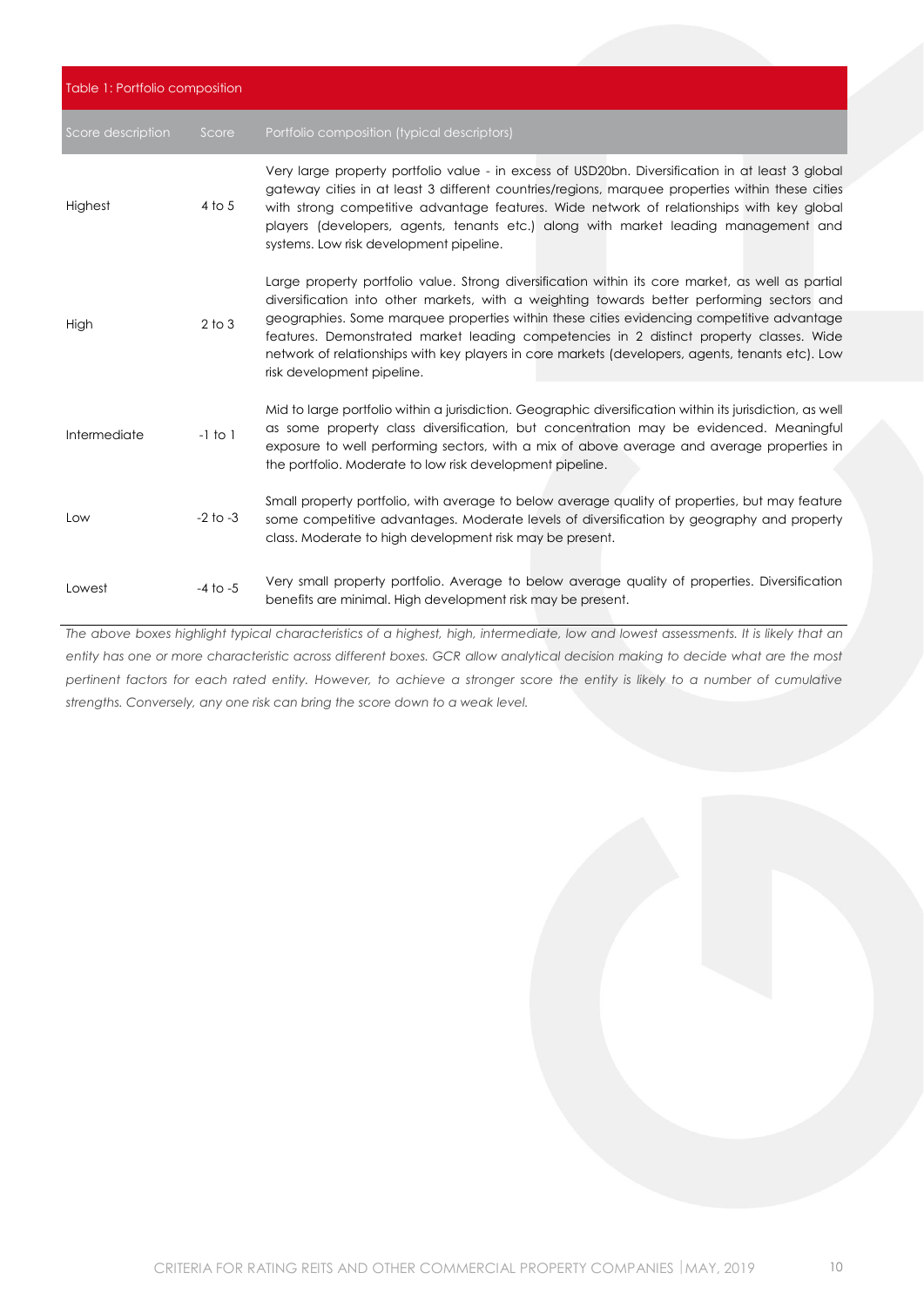Table 1: Portfolio composition

| Score description | Score | Portfolio composition (typical descriptors) |
|---|---|---|
| Highest | 4 to 5 | Very large property portfolio value - in excess of USD20bn. Diversification in at least 3 global gateway cities in at least 3 different countries/regions, marquee properties within these cities with strong competitive advantage features. Wide network of relationships with key global players (developers, agents, tenants etc.) along with market leading management and systems. Low risk development pipeline. |
| High | 2 to 3 | Large property portfolio value. Strong diversification within its core market, as well as partial diversification into other markets, with a weighting towards better performing sectors and geographies. Some marquee properties within these cities evidencing competitive advantage features. Demonstrated market leading competencies in 2 distinct property classes. Wide network of relationships with key players in core markets (developers, agents, tenants etc). Low risk development pipeline. |
| Intermediate | -1 to 1 | Mid to large portfolio within a jurisdiction. Geographic diversification within its jurisdiction, as well as some property class diversification, but concentration may be evidenced. Meaningful exposure to well performing sectors, with a mix of above average and average properties in the portfolio. Moderate to low risk development pipeline. |
| Low | -2 to -3 | Small property portfolio, with average to below average quality of properties, but may feature some competitive advantages. Moderate levels of diversification by geography and property class. Moderate to high development risk may be present. |
| Lowest | -4 to -5 | Very small property portfolio. Average to below average quality of properties. Diversification benefits are minimal. High development risk may be present. |

*The above boxes highlight typical characteristics of a highest, high, intermediate, low and lowest assessments. It is likely that an entity has one or more characteristic across different boxes. GCR allow analytical decision making to decide what are the most pertinent factors for each rated entity. However, to achieve a stronger score the entity is likely to a number of cumulative strengths. Conversely, any one risk can bring the score down to a weak level.*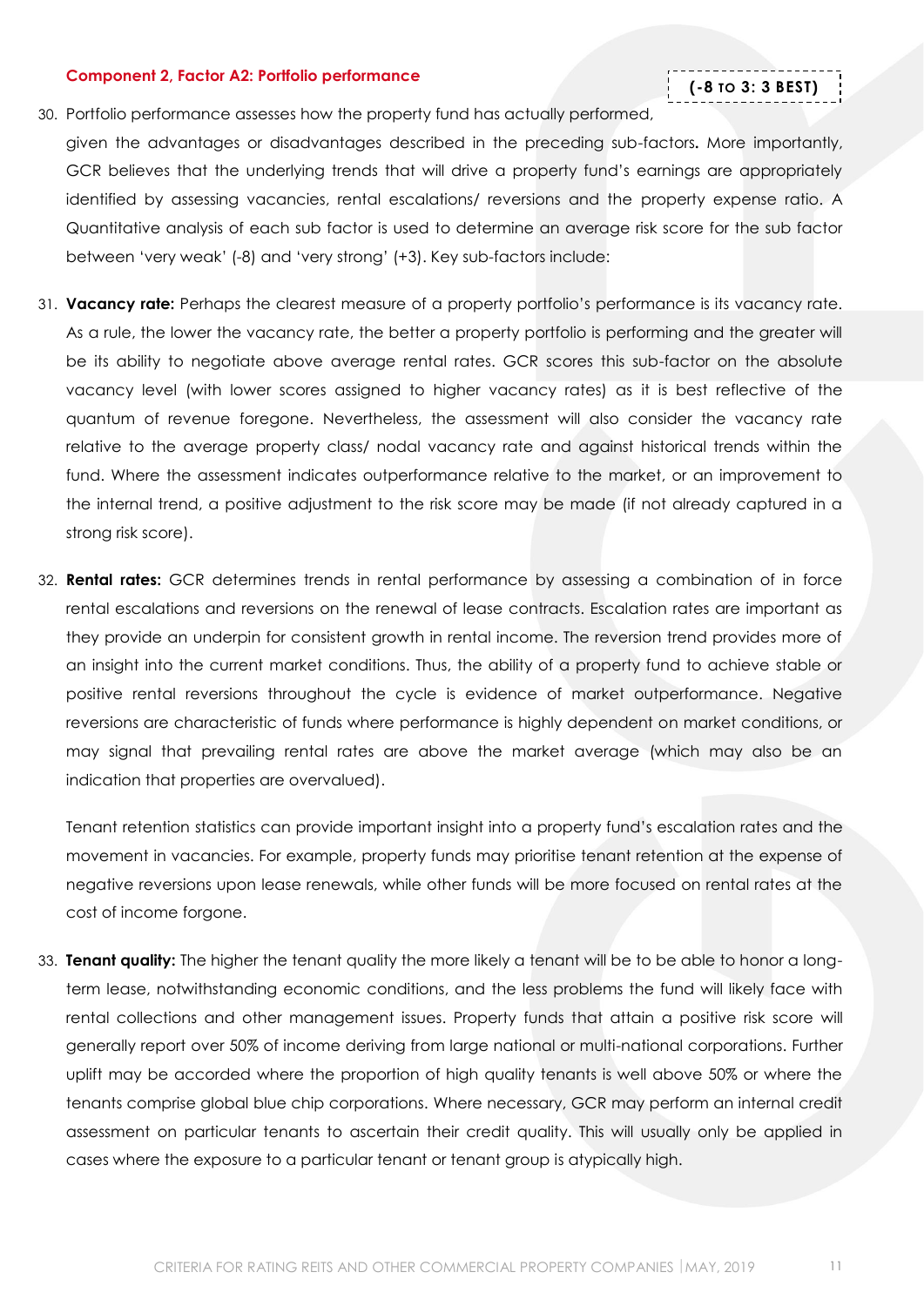**Component 2, Factor A2: Portfolio performance**

**(-8 TO 3: 3 BEST)**

30. Portfolio performance assesses how the property fund has actually performed, given the advantages or disadvantages described in the preceding sub-factors**.** More importantly, GCR believes that the underlying trends that will drive a property fund's earnings are appropriately identified by assessing vacancies, rental escalations/ reversions and the property expense ratio. A Quantitative analysis of each sub factor is used to determine an average risk score for the sub factor between 'very weak' (-8) and 'very strong' (+3). Key sub-factors include:

31. **Vacancy rate:** Perhaps the clearest measure of a property portfolio's performance is its vacancy rate. As a rule, the lower the vacancy rate, the better a property portfolio is performing and the greater will be its ability to negotiate above average rental rates. GCR scores this sub-factor on the absolute vacancy level (with lower scores assigned to higher vacancy rates) as it is best reflective of the quantum of revenue foregone. Nevertheless, the assessment will also consider the vacancy rate relative to the average property class/ nodal vacancy rate and against historical trends within the fund. Where the assessment indicates outperformance relative to the market, or an improvement to the internal trend, a positive adjustment to the risk score may be made (if not already captured in a strong risk score).

32. **Rental rates:** GCR determines trends in rental performance by assessing a combination of in force rental escalations and reversions on the renewal of lease contracts. Escalation rates are important as they provide an underpin for consistent growth in rental income. The reversion trend provides more of an insight into the current market conditions. Thus, the ability of a property fund to achieve stable or positive rental reversions throughout the cycle is evidence of market outperformance. Negative reversions are characteristic of funds where performance is highly dependent on market conditions, or may signal that prevailing rental rates are above the market average (which may also be an indication that properties are overvalued).

    Tenant retention statistics can provide important insight into a property fund's escalation rates and the movement in vacancies. For example, property funds may prioritise tenant retention at the expense of negative reversions upon lease renewals, while other funds will be more focused on rental rates at the cost of income forgone.

33. **Tenant quality:** The higher the tenant quality the more likely a tenant will be to be able to honor a long-term lease, notwithstanding economic conditions, and the less problems the fund will likely face with rental collections and other management issues. Property funds that attain a positive risk score will generally report over 50% of income deriving from large national or multi-national corporations. Further uplift may be accorded where the proportion of high quality tenants is well above 50% or where the tenants comprise global blue chip corporations. Where necessary, GCR may perform an internal credit assessment on particular tenants to ascertain their credit quality. This will usually only be applied in cases where the exposure to a particular tenant or tenant group is atypically high.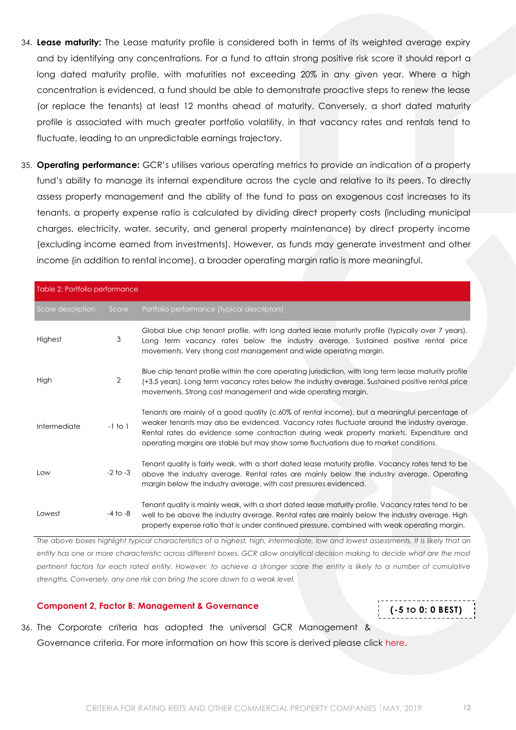34. **Lease maturity:** The Lease maturity profile is considered both in terms of its weighted average expiry and by identifying any concentrations. For a fund to attain strong positive risk score it should report a long dated maturity profile, with maturities not exceeding 20% in any given year. Where a high concentration is evidenced, a fund should be able to demonstrate proactive steps to renew the lease (or replace the tenants) at least 12 months ahead of maturity. Conversely, a short dated maturity profile is associated with much greater portfolio volatility, in that vacancy rates and rentals tend to fluctuate, leading to an unpredictable earnings trajectory.

35. **Operating performance:** GCR's utilises various operating metrics to provide an indication of a property fund's ability to manage its internal expenditure across the cycle and relative to its peers. To directly assess property management and the ability of the fund to pass on exogenous cost increases to its tenants, a property expense ratio is calculated by dividing direct property costs (including municipal charges, electricity, water, security, and general property maintenance) by direct property income (excluding income earned from investments). However, as funds may generate investment and other income (in addition to rental income), a broader operating margin ratio is more meaningful.

Table 2: Portfolio performance

| Score description | Score | Portfolio performance (typical descriptors) |
|---|---|---|
| Highest | 3 | Global blue chip tenant profile, with long darted lease maturity profile (typically over 7 years). Long term vacancy rates below the industry average. Sustained positive rental price movements. Very strong cost management and wide operating margin. |
| High | 2 | Blue chip tenant profile within the core operating jurisdiction, with long term lease maturity profile (+3.5 years). Long term vacancy rates below the industry average. Sustained positive rental price movements. Strong cost management and wide operating margin. |
| Intermediate | -1 to 1 | Tenants are mainly of a good quality (c.60% of rental income), but a meaningful percentage of weaker tenants may also be evidenced. Vacancy rates fluctuate around the industry average. Rental rates do evidence some contraction during weak property markets. Expenditure and operating margins are stable but may show some fluctuations due to market conditions. |
| Low | -2 to -3 | Tenant quality is fairly weak, with a short dated lease maturity profile. Vacancy rates tend to be above the industry average. Rental rates are mainly below the industry average. Operating margin below the industry average, with cost pressures evidenced. |
| Lowest | -4 to -8 | Tenant quality is mainly weak, with a short dated lease maturity profile. Vacancy rates tend to be well to be above the industry average. Rental rates are mainly below the industry average. High property expense ratio that is under continued pressure, combined with weak operating margin. |

*The above boxes highlight typical characteristics of a highest, high, intermediate, low and lowest assessments. It is likely that an entity has one or more characteristic across different boxes. GCR allow analytical decision making to decide what are the most pertinent factors for each rated entity. However, to achieve a stronger score the entity is likely to a number of cumulative strengths. Conversely, any one risk can bring the score down to a weak level.*

### Component 2, Factor B: Management & Governance

**(-5 TO 0: 0 BEST)**

36. The Corporate criteria has adopted the universal GCR Management & Governance criteria. For more information on how this score is derived please click here.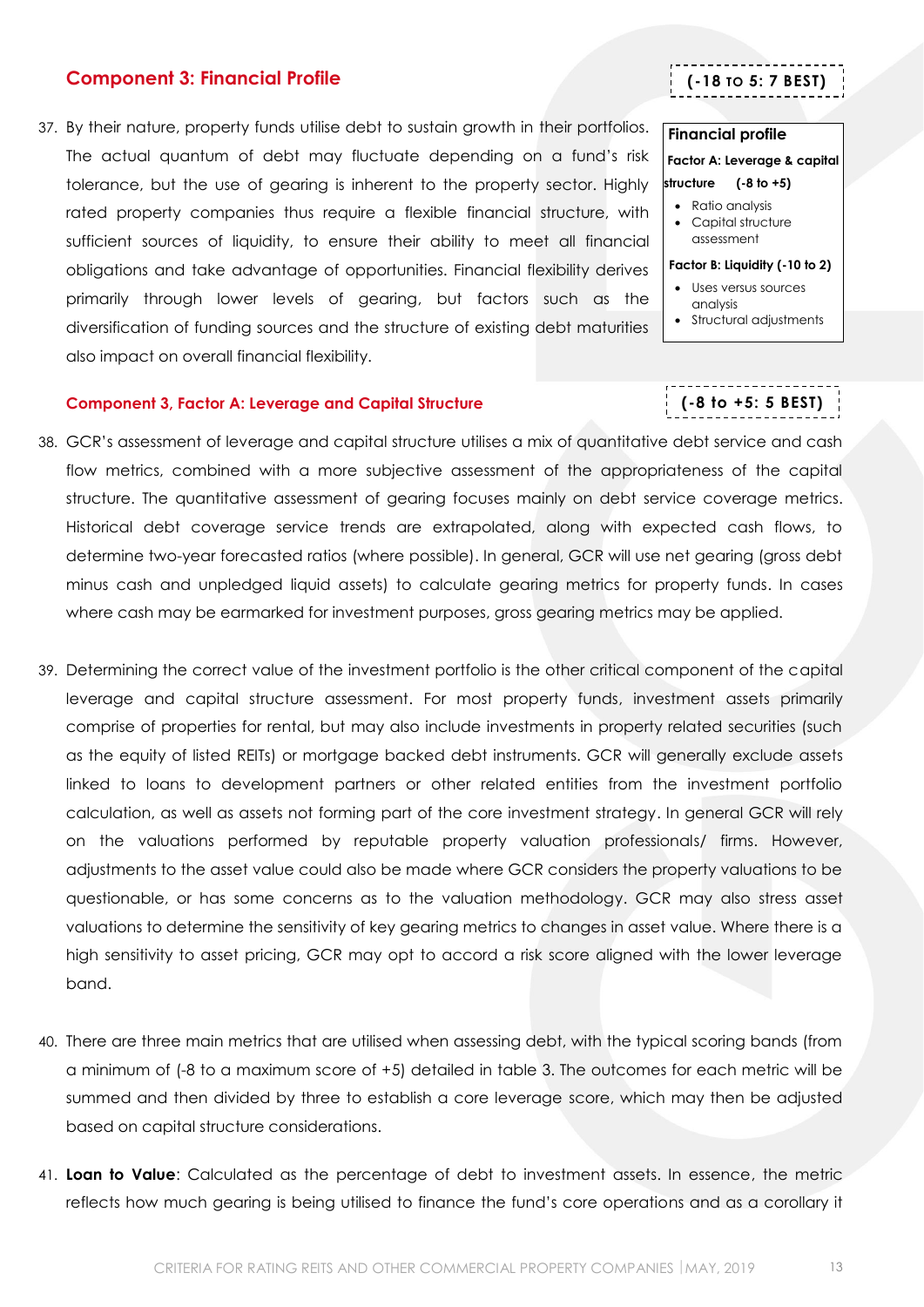## Component 3: Financial Profile

**(-18 TO 5: 7 BEST)**

37. By their nature, property funds utilise debt to sustain growth in their portfolios. The actual quantum of debt may fluctuate depending on a fund's risk tolerance, but the use of gearing is inherent to the property sector. Highly rated property companies thus require a flexible financial structure, with sufficient sources of liquidity, to ensure their ability to meet all financial obligations and take advantage of opportunities. Financial flexibility derives primarily through lower levels of gearing, but factors such as the diversification of funding sources and the structure of existing debt maturities also impact on overall financial flexibility.

**Financial profile**

**Factor A: Leverage & capital structure (-8 to +5)**

- Ratio analysis
- Capital structure assessment

**Factor B: Liquidity (-10 to 2)**

- Uses versus sources analysis
- Structural adjustments

### Component 3, Factor A: Leverage and Capital Structure

**(-8 to +5: 5 BEST)**

38. GCR's assessment of leverage and capital structure utilises a mix of quantitative debt service and cash flow metrics, combined with a more subjective assessment of the appropriateness of the capital structure. The quantitative assessment of gearing focuses mainly on debt service coverage metrics. Historical debt coverage service trends are extrapolated, along with expected cash flows, to determine two-year forecasted ratios (where possible). In general, GCR will use net gearing (gross debt minus cash and unpledged liquid assets) to calculate gearing metrics for property funds. In cases where cash may be earmarked for investment purposes, gross gearing metrics may be applied.

39. Determining the correct value of the investment portfolio is the other critical component of the capital leverage and capital structure assessment. For most property funds, investment assets primarily comprise of properties for rental, but may also include investments in property related securities (such as the equity of listed REITs) or mortgage backed debt instruments. GCR will generally exclude assets linked to loans to development partners or other related entities from the investment portfolio calculation, as well as assets not forming part of the core investment strategy. In general GCR will rely on the valuations performed by reputable property valuation professionals/ firms. However, adjustments to the asset value could also be made where GCR considers the property valuations to be questionable, or has some concerns as to the valuation methodology. GCR may also stress asset valuations to determine the sensitivity of key gearing metrics to changes in asset value. Where there is a high sensitivity to asset pricing, GCR may opt to accord a risk score aligned with the lower leverage band.

40. There are three main metrics that are utilised when assessing debt, with the typical scoring bands (from a minimum of (-8 to a maximum score of +5) detailed in table 3. The outcomes for each metric will be summed and then divided by three to establish a core leverage score, which may then be adjusted based on capital structure considerations.

41. **Loan to Value**: Calculated as the percentage of debt to investment assets. In essence, the metric reflects how much gearing is being utilised to finance the fund's core operations and as a corollary it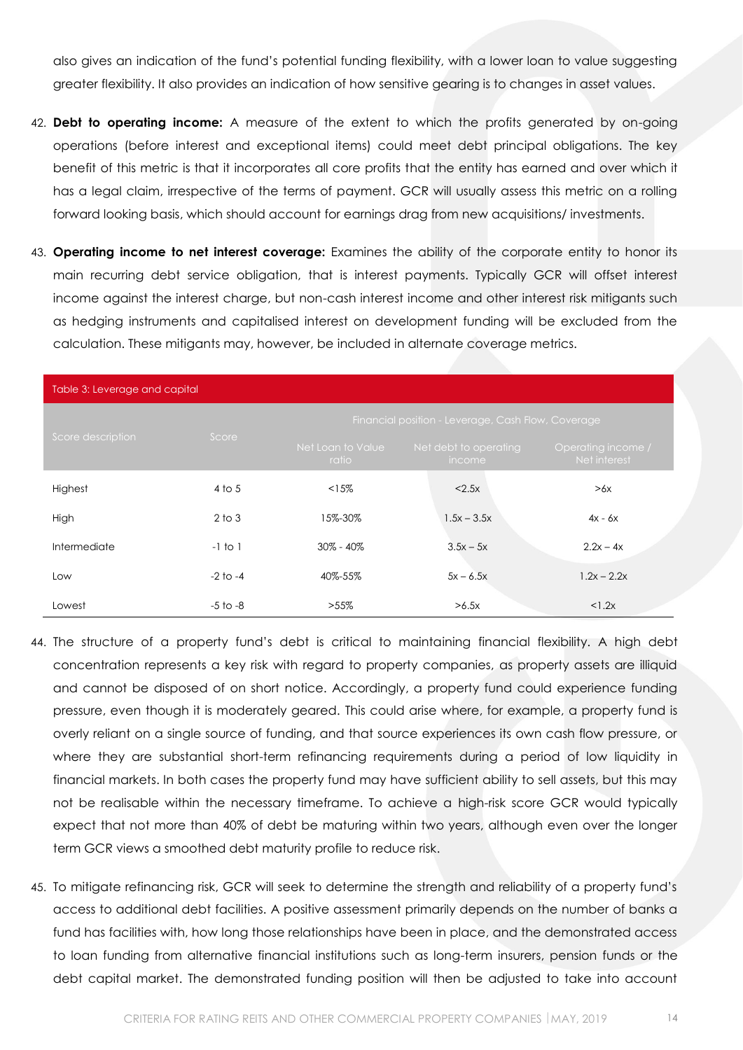also gives an indication of the fund's potential funding flexibility, with a lower loan to value suggesting greater flexibility. It also provides an indication of how sensitive gearing is to changes in asset values.

42. **Debt to operating income:** A measure of the extent to which the profits generated by on-going operations (before interest and exceptional items) could meet debt principal obligations. The key benefit of this metric is that it incorporates all core profits that the entity has earned and over which it has a legal claim, irrespective of the terms of payment. GCR will usually assess this metric on a rolling forward looking basis, which should account for earnings drag from new acquisitions/ investments.

43. **Operating income to net interest coverage:** Examines the ability of the corporate entity to honor its main recurring debt service obligation, that is interest payments. Typically GCR will offset interest income against the interest charge, but non-cash interest income and other interest risk mitigants such as hedging instruments and capitalised interest on development funding will be excluded from the calculation. These mitigants may, however, be included in alternate coverage metrics.

Table 3: Leverage and capital

| Score description | Score | Financial position - Leverage, Cash Flow, Coverage | | |
|---|---|---|---|---|
| | | Net Loan to Value ratio | Net debt to operating income | Operating income / Net interest |
| Highest | 4 to 5 | <15% | <2.5x | >6x |
| High | 2 to 3 | 15%-30% | 1.5x – 3.5x | 4x - 6x |
| Intermediate | -1 to 1 | 30% - 40% | 3.5x – 5x | 2.2x – 4x |
| Low | -2 to -4 | 40%-55% | 5x – 6.5x | 1.2x – 2.2x |
| Lowest | -5 to -8 | >55% | >6.5x | <1.2x |

44. The structure of a property fund's debt is critical to maintaining financial flexibility. A high debt concentration represents a key risk with regard to property companies, as property assets are illiquid and cannot be disposed of on short notice. Accordingly, a property fund could experience funding pressure, even though it is moderately geared. This could arise where, for example, a property fund is overly reliant on a single source of funding, and that source experiences its own cash flow pressure, or where they are substantial short-term refinancing requirements during a period of low liquidity in financial markets. In both cases the property fund may have sufficient ability to sell assets, but this may not be realisable within the necessary timeframe. To achieve a high-risk score GCR would typically expect that not more than 40% of debt be maturing within two years, although even over the longer term GCR views a smoothed debt maturity profile to reduce risk.

45. To mitigate refinancing risk, GCR will seek to determine the strength and reliability of a property fund's access to additional debt facilities. A positive assessment primarily depends on the number of banks a fund has facilities with, how long those relationships have been in place, and the demonstrated access to loan funding from alternative financial institutions such as long-term insurers, pension funds or the debt capital market. The demonstrated funding position will then be adjusted to take into account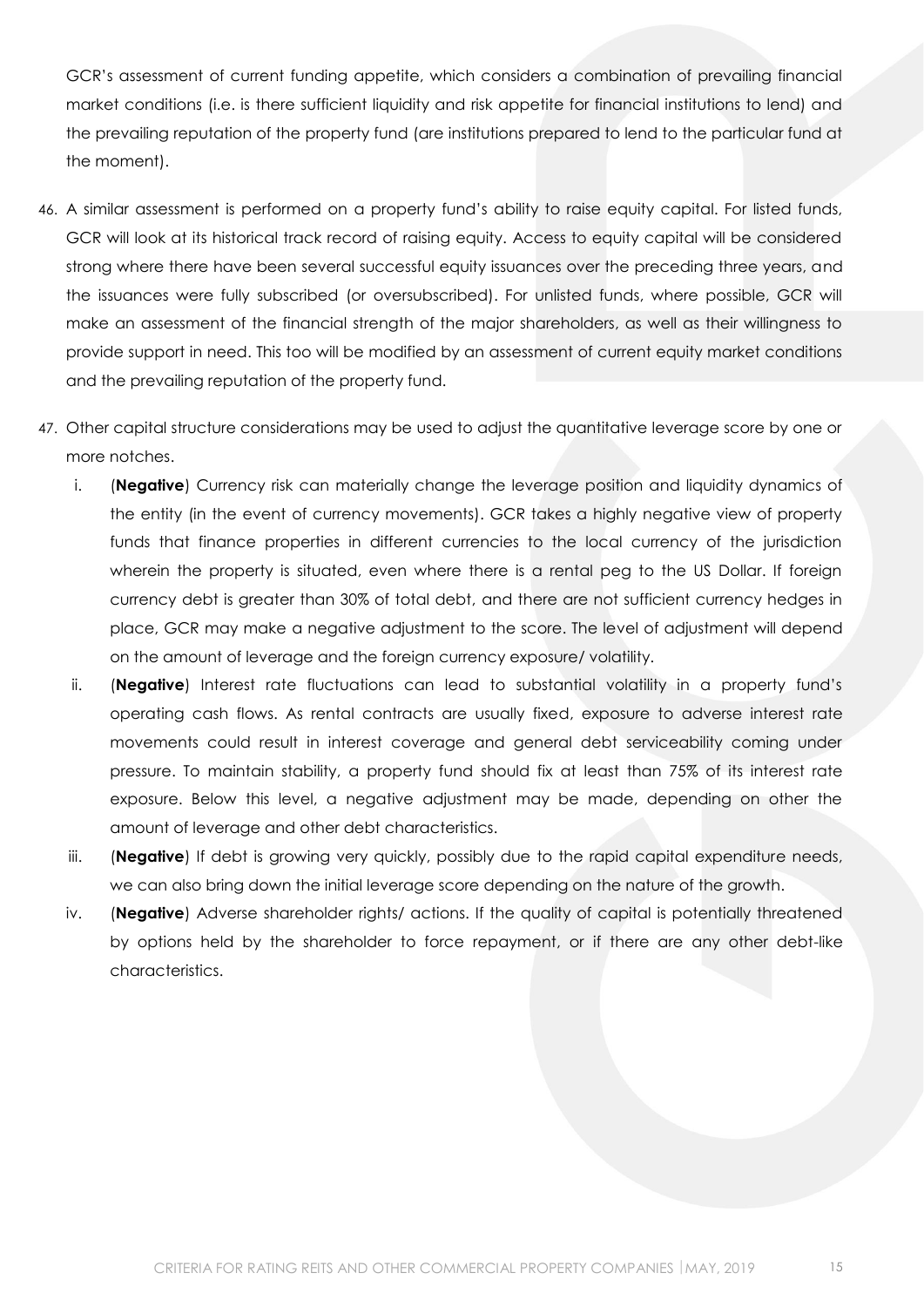GCR's assessment of current funding appetite, which considers a combination of prevailing financial market conditions (i.e. is there sufficient liquidity and risk appetite for financial institutions to lend) and the prevailing reputation of the property fund (are institutions prepared to lend to the particular fund at the moment).

46. A similar assessment is performed on a property fund's ability to raise equity capital. For listed funds, GCR will look at its historical track record of raising equity. Access to equity capital will be considered strong where there have been several successful equity issuances over the preceding three years, and the issuances were fully subscribed (or oversubscribed). For unlisted funds, where possible, GCR will make an assessment of the financial strength of the major shareholders, as well as their willingness to provide support in need. This too will be modified by an assessment of current equity market conditions and the prevailing reputation of the property fund.

47. Other capital structure considerations may be used to adjust the quantitative leverage score by one or more notches.

    i. (**Negative**) Currency risk can materially change the leverage position and liquidity dynamics of the entity (in the event of currency movements). GCR takes a highly negative view of property funds that finance properties in different currencies to the local currency of the jurisdiction wherein the property is situated, even where there is a rental peg to the US Dollar. If foreign currency debt is greater than 30% of total debt, and there are not sufficient currency hedges in place, GCR may make a negative adjustment to the score. The level of adjustment will depend on the amount of leverage and the foreign currency exposure/ volatility.

    ii. (**Negative**) Interest rate fluctuations can lead to substantial volatility in a property fund's operating cash flows. As rental contracts are usually fixed, exposure to adverse interest rate movements could result in interest coverage and general debt serviceability coming under pressure. To maintain stability, a property fund should fix at least than 75% of its interest rate exposure. Below this level, a negative adjustment may be made, depending on other the amount of leverage and other debt characteristics.

    iii. (**Negative**) If debt is growing very quickly, possibly due to the rapid capital expenditure needs, we can also bring down the initial leverage score depending on the nature of the growth.

    iv. (**Negative**) Adverse shareholder rights/ actions. If the quality of capital is potentially threatened by options held by the shareholder to force repayment, or if there are any other debt-like characteristics.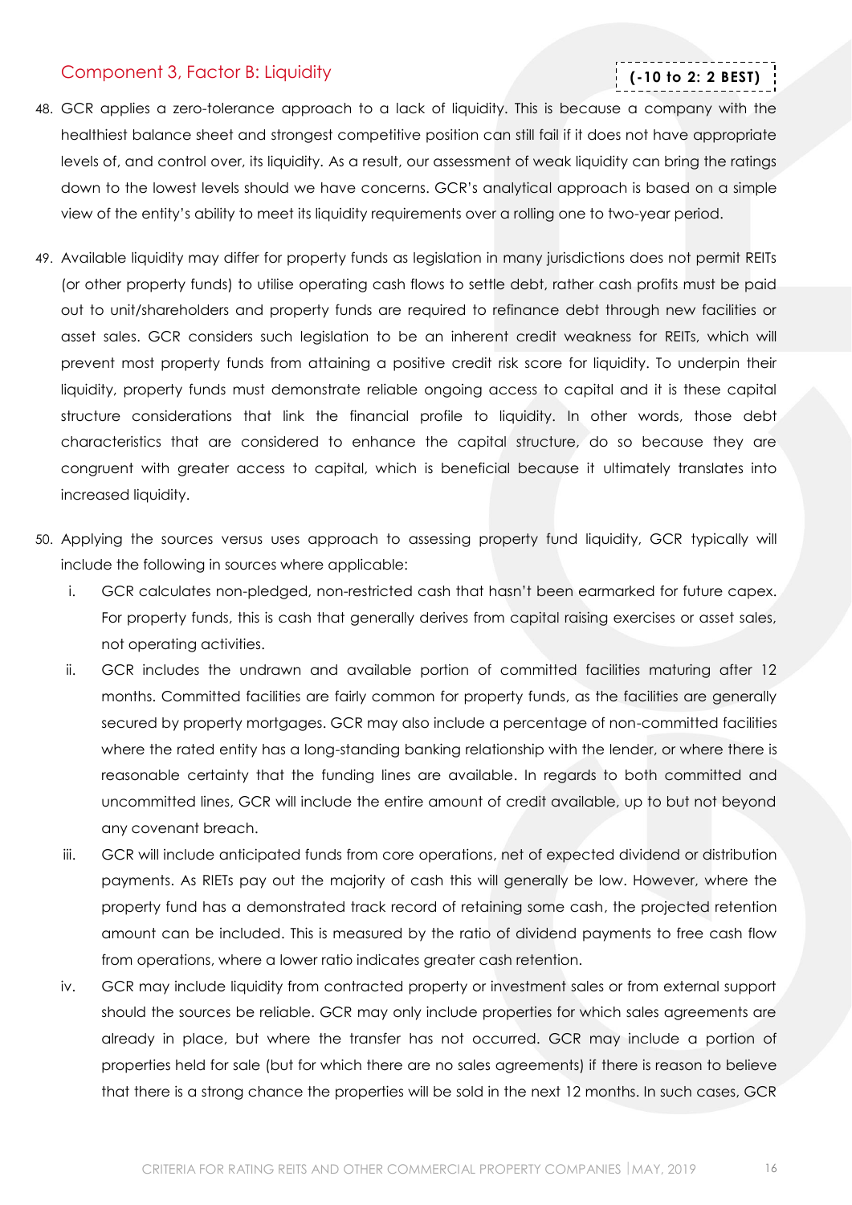## Component 3, Factor B: Liquidity

**(-10 to 2: 2 BEST)**

48. GCR applies a zero-tolerance approach to a lack of liquidity. This is because a company with the healthiest balance sheet and strongest competitive position can still fail if it does not have appropriate levels of, and control over, its liquidity. As a result, our assessment of weak liquidity can bring the ratings down to the lowest levels should we have concerns. GCR's analytical approach is based on a simple view of the entity's ability to meet its liquidity requirements over a rolling one to two-year period.

49. Available liquidity may differ for property funds as legislation in many jurisdictions does not permit REITs (or other property funds) to utilise operating cash flows to settle debt, rather cash profits must be paid out to unit/shareholders and property funds are required to refinance debt through new facilities or asset sales. GCR considers such legislation to be an inherent credit weakness for REITs, which will prevent most property funds from attaining a positive credit risk score for liquidity. To underpin their liquidity, property funds must demonstrate reliable ongoing access to capital and it is these capital structure considerations that link the financial profile to liquidity. In other words, those debt characteristics that are considered to enhance the capital structure, do so because they are congruent with greater access to capital, which is beneficial because it ultimately translates into increased liquidity.

50. Applying the sources versus uses approach to assessing property fund liquidity, GCR typically will include the following in sources where applicable:

    i. GCR calculates non-pledged, non-restricted cash that hasn't been earmarked for future capex. For property funds, this is cash that generally derives from capital raising exercises or asset sales, not operating activities.

    ii. GCR includes the undrawn and available portion of committed facilities maturing after 12 months. Committed facilities are fairly common for property funds, as the facilities are generally secured by property mortgages. GCR may also include a percentage of non-committed facilities where the rated entity has a long-standing banking relationship with the lender, or where there is reasonable certainty that the funding lines are available. In regards to both committed and uncommitted lines, GCR will include the entire amount of credit available, up to but not beyond any covenant breach.

    iii. GCR will include anticipated funds from core operations, net of expected dividend or distribution payments. As RIETs pay out the majority of cash this will generally be low. However, where the property fund has a demonstrated track record of retaining some cash, the projected retention amount can be included. This is measured by the ratio of dividend payments to free cash flow from operations, where a lower ratio indicates greater cash retention.

    iv. GCR may include liquidity from contracted property or investment sales or from external support should the sources be reliable. GCR may only include properties for which sales agreements are already in place, but where the transfer has not occurred. GCR may include a portion of properties held for sale (but for which there are no sales agreements) if there is reason to believe that there is a strong chance the properties will be sold in the next 12 months. In such cases, GCR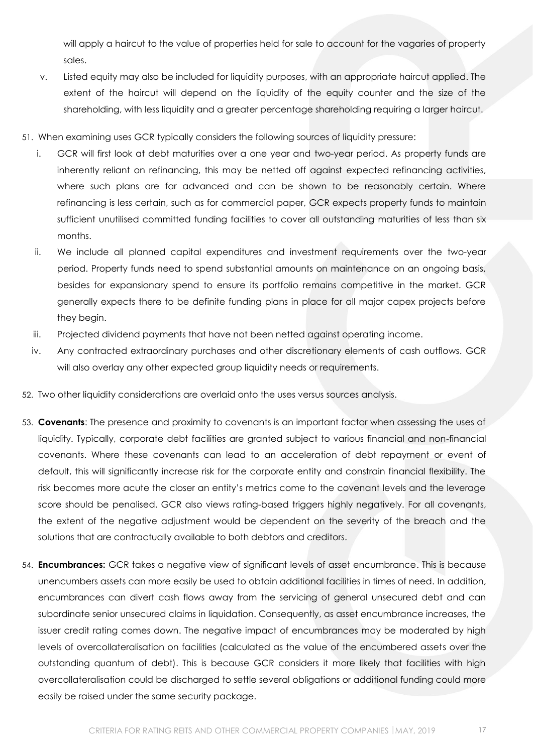will apply a haircut to the value of properties held for sale to account for the vagaries of property sales.

v. Listed equity may also be included for liquidity purposes, with an appropriate haircut applied. The extent of the haircut will depend on the liquidity of the equity counter and the size of the shareholding, with less liquidity and a greater percentage shareholding requiring a larger haircut.

51. When examining uses GCR typically considers the following sources of liquidity pressure:

    i. GCR will first look at debt maturities over a one year and two-year period. As property funds are inherently reliant on refinancing, this may be netted off against expected refinancing activities, where such plans are far advanced and can be shown to be reasonably certain. Where refinancing is less certain, such as for commercial paper, GCR expects property funds to maintain sufficient unutilised committed funding facilities to cover all outstanding maturities of less than six months.

    ii. We include all planned capital expenditures and investment requirements over the two-year period. Property funds need to spend substantial amounts on maintenance on an ongoing basis, besides for expansionary spend to ensure its portfolio remains competitive in the market. GCR generally expects there to be definite funding plans in place for all major capex projects before they begin.

    iii. Projected dividend payments that have not been netted against operating income.

    iv. Any contracted extraordinary purchases and other discretionary elements of cash outflows. GCR will also overlay any other expected group liquidity needs or requirements.

52. Two other liquidity considerations are overlaid onto the uses versus sources analysis.

53. **Covenants**: The presence and proximity to covenants is an important factor when assessing the uses of liquidity. Typically, corporate debt facilities are granted subject to various financial and non-financial covenants. Where these covenants can lead to an acceleration of debt repayment or event of default, this will significantly increase risk for the corporate entity and constrain financial flexibility. The risk becomes more acute the closer an entity's metrics come to the covenant levels and the leverage score should be penalised. GCR also views rating-based triggers highly negatively. For all covenants, the extent of the negative adjustment would be dependent on the severity of the breach and the solutions that are contractually available to both debtors and creditors.

54. **Encumbrances:** GCR takes a negative view of significant levels of asset encumbrance. This is because unencumbers assets can more easily be used to obtain additional facilities in times of need. In addition, encumbrances can divert cash flows away from the servicing of general unsecured debt and can subordinate senior unsecured claims in liquidation. Consequently, as asset encumbrance increases, the issuer credit rating comes down. The negative impact of encumbrances may be moderated by high levels of overcollateralisation on facilities (calculated as the value of the encumbered assets over the outstanding quantum of debt). This is because GCR considers it more likely that facilities with high overcollateralisation could be discharged to settle several obligations or additional funding could more easily be raised under the same security package.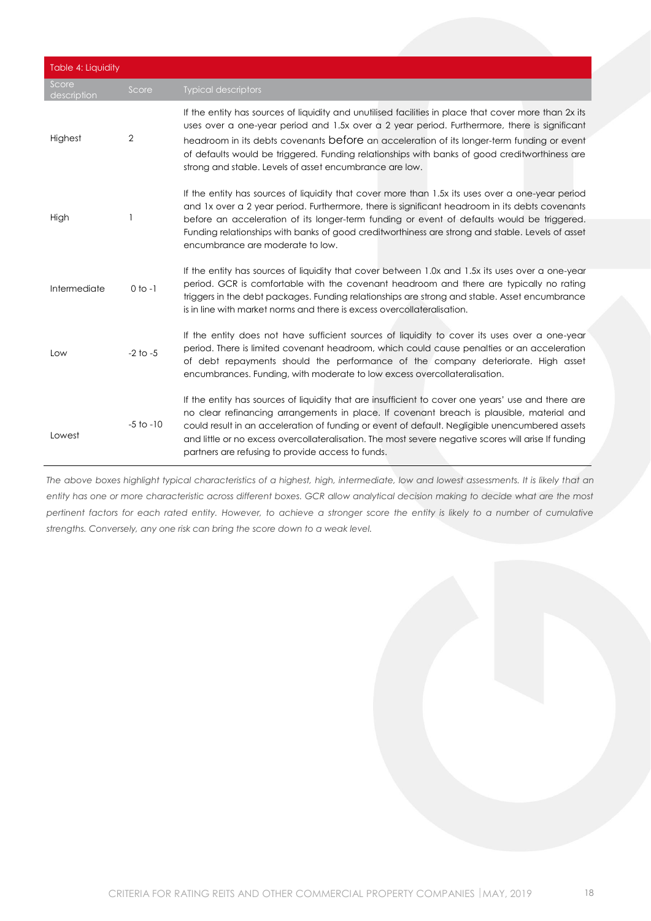| Table 4: Liquidity | | |
|---|---|---|
| Score description | Score | Typical descriptors |
| Highest | 2 | If the entity has sources of liquidity and unutilised facilities in place that cover more than 2x its uses over a one-year period and 1.5x over a 2 year period. Furthermore, there is significant headroom in its debts covenants before an acceleration of its longer-term funding or event of defaults would be triggered. Funding relationships with banks of good creditworthiness are strong and stable. Levels of asset encumbrance are low. |
| High | 1 | If the entity has sources of liquidity that cover more than 1.5x its uses over a one-year period and 1x over a 2 year period. Furthermore, there is significant headroom in its debts covenants before an acceleration of its longer-term funding or event of defaults would be triggered. Funding relationships with banks of good creditworthiness are strong and stable. Levels of asset encumbrance are moderate to low. |
| Intermediate | 0 to -1 | If the entity has sources of liquidity that cover between 1.0x and 1.5x its uses over a one-year period. GCR is comfortable with the covenant headroom and there are typically no rating triggers in the debt packages. Funding relationships are strong and stable. Asset encumbrance is in line with market norms and there is excess overcollateralisation. |
| Low | -2 to -5 | If the entity does not have sufficient sources of liquidity to cover its uses over a one-year period. There is limited covenant headroom, which could cause penalties or an acceleration of debt repayments should the performance of the company deteriorate. High asset encumbrances. Funding, with moderate to low excess overcollateralisation. |
| Lowest | -5 to -10 | If the entity has sources of liquidity that are insufficient to cover one years' use and there are no clear refinancing arrangements in place. If covenant breach is plausible, material and could result in an acceleration of funding or event of default. Negligible unencumbered assets and little or no excess overcollateralisation. The most severe negative scores will arise If funding partners are refusing to provide access to funds. |

*The above boxes highlight typical characteristics of a highest, high, intermediate, low and lowest assessments. It is likely that an entity has one or more characteristic across different boxes. GCR allow analytical decision making to decide what are the most pertinent factors for each rated entity. However, to achieve a stronger score the entity is likely to a number of cumulative strengths. Conversely, any one risk can bring the score down to a weak level.*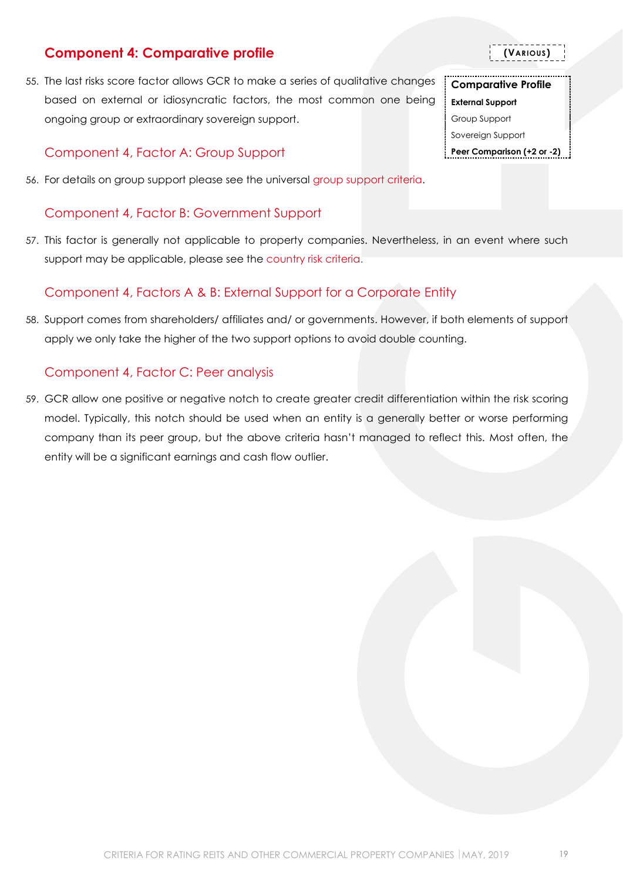## Component 4: Comparative profile

**(VARIOUS)**

| Comparative Profile |
|---|
| **External Support** |
| Group Support |
| Sovereign Support |
| **Peer Comparison (+2 or -2)** |

55. The last risks score factor allows GCR to make a series of qualitative changes based on external or idiosyncratic factors, the most common one being ongoing group or extraordinary sovereign support.

### Component 4, Factor A: Group Support

56. For details on group support please see the universal group support criteria.

### Component 4, Factor B: Government Support

57. This factor is generally not applicable to property companies. Nevertheless, in an event where such support may be applicable, please see the country risk criteria.

### Component 4, Factors A & B: External Support for a Corporate Entity

58. Support comes from shareholders/ affiliates and/ or governments. However, if both elements of support apply we only take the higher of the two support options to avoid double counting.

### Component 4, Factor C: Peer analysis

59. GCR allow one positive or negative notch to create greater credit differentiation within the risk scoring model. Typically, this notch should be used when an entity is a generally better or worse performing company than its peer group, but the above criteria hasn't managed to reflect this. Most often, the entity will be a significant earnings and cash flow outlier.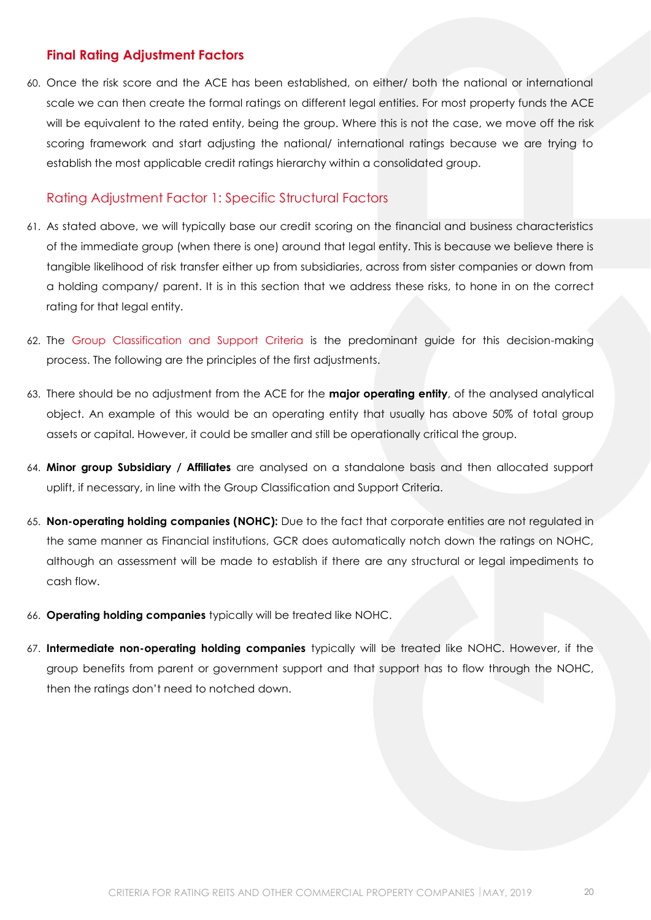## Final Rating Adjustment Factors

60. Once the risk score and the ACE has been established, on either/ both the national or international scale we can then create the formal ratings on different legal entities. For most property funds the ACE will be equivalent to the rated entity, being the group. Where this is not the case, we move off the risk scoring framework and start adjusting the national/ international ratings because we are trying to establish the most applicable credit ratings hierarchy within a consolidated group.

### Rating Adjustment Factor 1: Specific Structural Factors

61. As stated above, we will typically base our credit scoring on the financial and business characteristics of the immediate group (when there is one) around that legal entity. This is because we believe there is tangible likelihood of risk transfer either up from subsidiaries, across from sister companies or down from a holding company/ parent. It is in this section that we address these risks, to hone in on the correct rating for that legal entity.

62. The Group Classification and Support Criteria is the predominant guide for this decision-making process. The following are the principles of the first adjustments.

63. There should be no adjustment from the ACE for the **major operating entity**, of the analysed analytical object. An example of this would be an operating entity that usually has above 50% of total group assets or capital. However, it could be smaller and still be operationally critical the group.

64. **Minor group Subsidiary / Affiliates** are analysed on a standalone basis and then allocated support uplift, if necessary, in line with the Group Classification and Support Criteria.

65. **Non-operating holding companies (NOHC):** Due to the fact that corporate entities are not regulated in the same manner as Financial institutions, GCR does automatically notch down the ratings on NOHC, although an assessment will be made to establish if there are any structural or legal impediments to cash flow.

66. **Operating holding companies** typically will be treated like NOHC.

67. **Intermediate non-operating holding companies** typically will be treated like NOHC. However, if the group benefits from parent or government support and that support has to flow through the NOHC, then the ratings don't need to notched down.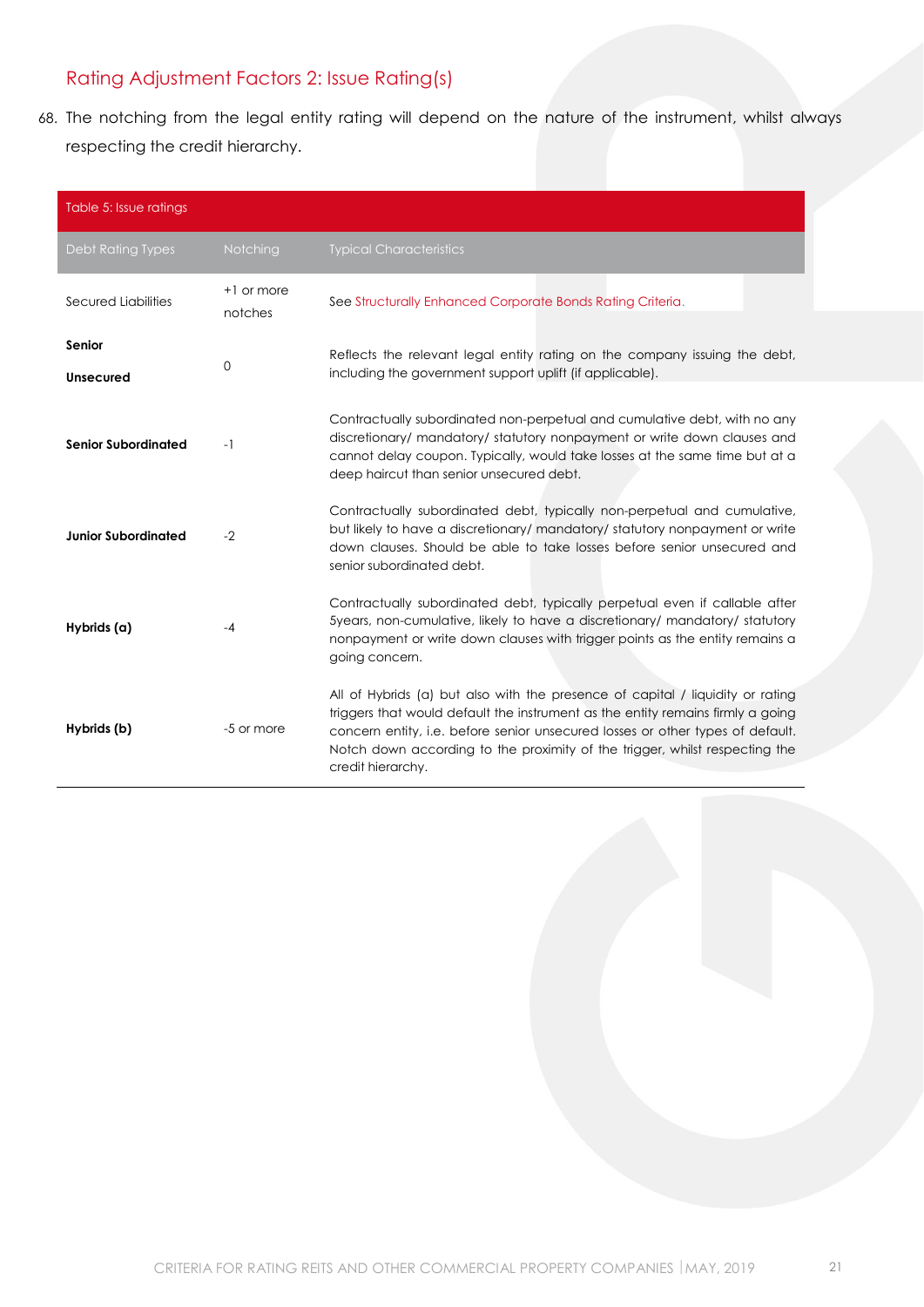## Rating Adjustment Factors 2: Issue Rating(s)

68. The notching from the legal entity rating will depend on the nature of the instrument, whilst always respecting the credit hierarchy.

Table 5: Issue ratings

| Debt Rating Types | Notching | Typical Characteristics |
|---|---|---|
| Secured Liabilities | +1 or more notches | See Structurally Enhanced Corporate Bonds Rating Criteria. |
| **Senior Unsecured** | 0 | Reflects the relevant legal entity rating on the company issuing the debt, including the government support uplift (if applicable). |
| **Senior Subordinated** | -1 | Contractually subordinated non-perpetual and cumulative debt, with no any discretionary/ mandatory/ statutory nonpayment or write down clauses and cannot delay coupon. Typically, would take losses at the same time but at a deep haircut than senior unsecured debt. |
| **Junior Subordinated** | -2 | Contractually subordinated debt, typically non-perpetual and cumulative, but likely to have a discretionary/ mandatory/ statutory nonpayment or write down clauses. Should be able to take losses before senior unsecured and senior subordinated debt. |
| **Hybrids (a)** | -4 | Contractually subordinated debt, typically perpetual even if callable after 5years, non-cumulative, likely to have a discretionary/ mandatory/ statutory nonpayment or write down clauses with trigger points as the entity remains a going concern. |
| **Hybrids (b)** | -5 or more | All of Hybrids (a) but also with the presence of capital / liquidity or rating triggers that would default the instrument as the entity remains firmly a going concern entity, i.e. before senior unsecured losses or other types of default. Notch down according to the proximity of the trigger, whilst respecting the credit hierarchy. |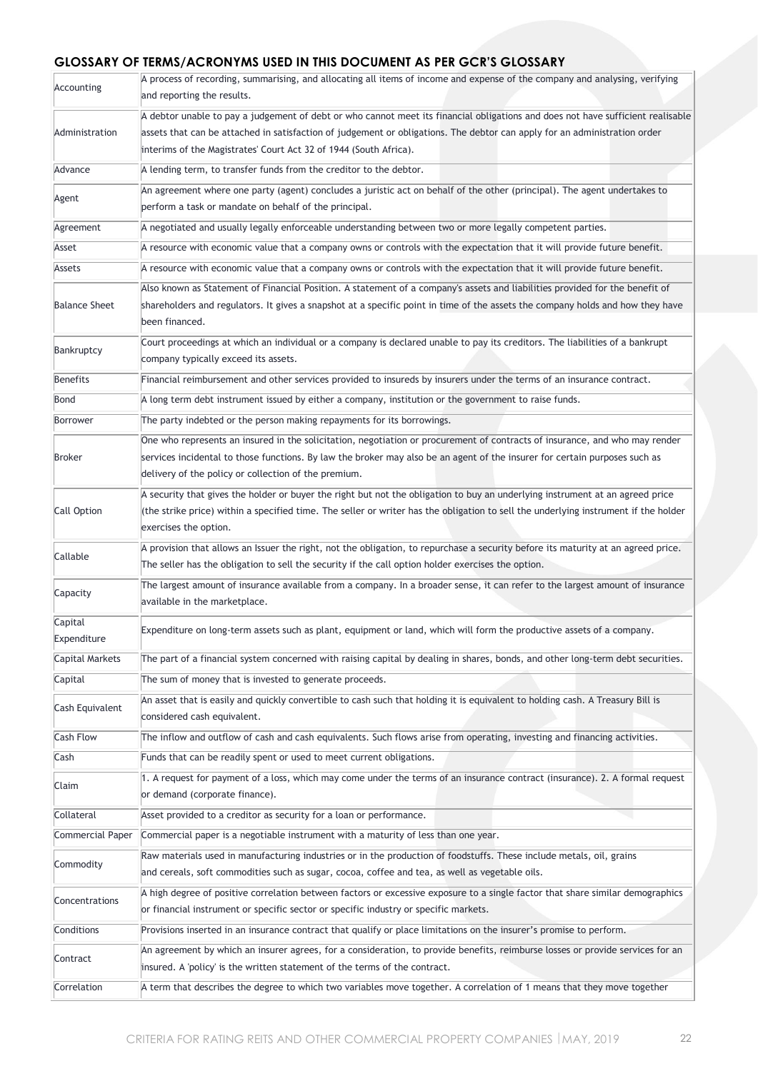## GLOSSARY OF TERMS/ACRONYMS USED IN THIS DOCUMENT AS PER GCR'S GLOSSARY

| | |
|---|---|
| Accounting | A process of recording, summarising, and allocating all items of income and expense of the company and analysing, verifying and reporting the results. |
| Administration | A debtor unable to pay a judgement of debt or who cannot meet its financial obligations and does not have sufficient realisable assets that can be attached in satisfaction of judgement or obligations. The debtor can apply for an administration order interims of the Magistrates' Court Act 32 of 1944 (South Africa). |
| Advance | A lending term, to transfer funds from the creditor to the debtor. |
| Agent | An agreement where one party (agent) concludes a juristic act on behalf of the other (principal). The agent undertakes to perform a task or mandate on behalf of the principal. |
| Agreement | A negotiated and usually legally enforceable understanding between two or more legally competent parties. |
| Asset | A resource with economic value that a company owns or controls with the expectation that it will provide future benefit. |
| Assets | A resource with economic value that a company owns or controls with the expectation that it will provide future benefit. |
| Balance Sheet | Also known as Statement of Financial Position. A statement of a company's assets and liabilities provided for the benefit of shareholders and regulators. It gives a snapshot at a specific point in time of the assets the company holds and how they have been financed. |
| Bankruptcy | Court proceedings at which an individual or a company is declared unable to pay its creditors. The liabilities of a bankrupt company typically exceed its assets. |
| Benefits | Financial reimbursement and other services provided to insureds by insurers under the terms of an insurance contract. |
| Bond | A long term debt instrument issued by either a company, institution or the government to raise funds. |
| Borrower | The party indebted or the person making repayments for its borrowings. |
| Broker | One who represents an insured in the solicitation, negotiation or procurement of contracts of insurance, and who may render services incidental to those functions. By law the broker may also be an agent of the insurer for certain purposes such as delivery of the policy or collection of the premium. |
| Call Option | A security that gives the holder or buyer the right but not the obligation to buy an underlying instrument at an agreed price (the strike price) within a specified time. The seller or writer has the obligation to sell the underlying instrument if the holder exercises the option. |
| Callable | A provision that allows an Issuer the right, not the obligation, to repurchase a security before its maturity at an agreed price. The seller has the obligation to sell the security if the call option holder exercises the option. |
| Capacity | The largest amount of insurance available from a company. In a broader sense, it can refer to the largest amount of insurance available in the marketplace. |
| Capital Expenditure | Expenditure on long-term assets such as plant, equipment or land, which will form the productive assets of a company. |
| Capital Markets | The part of a financial system concerned with raising capital by dealing in shares, bonds, and other long-term debt securities. |
| Capital | The sum of money that is invested to generate proceeds. |
| Cash Equivalent | An asset that is easily and quickly convertible to cash such that holding it is equivalent to holding cash. A Treasury Bill is considered cash equivalent. |
| Cash Flow | The inflow and outflow of cash and cash equivalents. Such flows arise from operating, investing and financing activities. |
| Cash | Funds that can be readily spent or used to meet current obligations. |
| Claim | 1. A request for payment of a loss, which may come under the terms of an insurance contract (insurance). 2. A formal request or demand (corporate finance). |
| Collateral | Asset provided to a creditor as security for a loan or performance. |
| Commercial Paper | Commercial paper is a negotiable instrument with a maturity of less than one year. |
| Commodity | Raw materials used in manufacturing industries or in the production of foodstuffs. These include metals, oil, grains and cereals, soft commodities such as sugar, cocoa, coffee and tea, as well as vegetable oils. |
| Concentrations | A high degree of positive correlation between factors or excessive exposure to a single factor that share similar demographics or financial instrument or specific sector or specific industry or specific markets. |
| Conditions | Provisions inserted in an insurance contract that qualify or place limitations on the insurer's promise to perform. |
| Contract | An agreement by which an insurer agrees, for a consideration, to provide benefits, reimburse losses or provide services for an insured. A 'policy' is the written statement of the terms of the contract. |
| Correlation | A term that describes the degree to which two variables move together. A correlation of 1 means that they move together |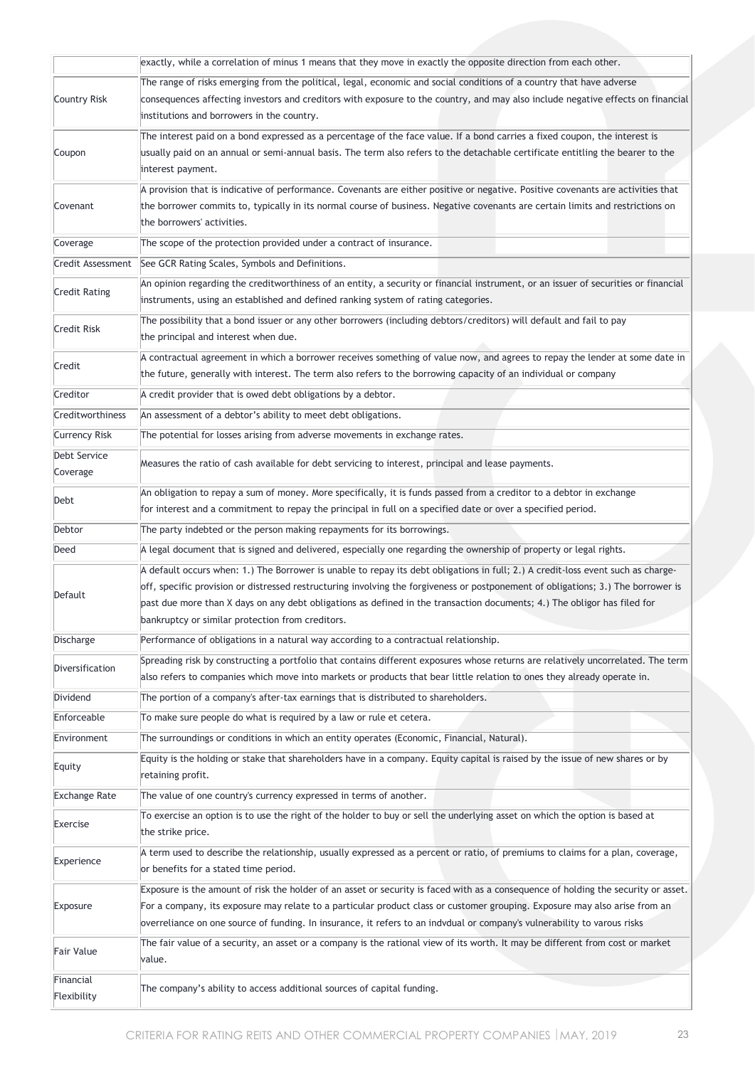| | |
|---|---|
| | exactly, while a correlation of minus 1 means that they move in exactly the opposite direction from each other. |
| Country Risk | The range of risks emerging from the political, legal, economic and social conditions of a country that have adverse consequences affecting investors and creditors with exposure to the country, and may also include negative effects on financial institutions and borrowers in the country. |
| Coupon | The interest paid on a bond expressed as a percentage of the face value. If a bond carries a fixed coupon, the interest is usually paid on an annual or semi-annual basis. The term also refers to the detachable certificate entitling the bearer to the interest payment. |
| Covenant | A provision that is indicative of performance. Covenants are either positive or negative. Positive covenants are activities that the borrower commits to, typically in its normal course of business. Negative covenants are certain limits and restrictions on the borrowers' activities. |
| Coverage | The scope of the protection provided under a contract of insurance. |
| Credit Assessment | See GCR Rating Scales, Symbols and Definitions. |
| Credit Rating | An opinion regarding the creditworthiness of an entity, a security or financial instrument, or an issuer of securities or financial instruments, using an established and defined ranking system of rating categories. |
| Credit Risk | The possibility that a bond issuer or any other borrowers (including debtors/creditors) will default and fail to pay the principal and interest when due. |
| Credit | A contractual agreement in which a borrower receives something of value now, and agrees to repay the lender at some date in the future, generally with interest. The term also refers to the borrowing capacity of an individual or company |
| Creditor | A credit provider that is owed debt obligations by a debtor. |
| Creditworthiness | An assessment of a debtor's ability to meet debt obligations. |
| Currency Risk | The potential for losses arising from adverse movements in exchange rates. |
| Debt Service Coverage | Measures the ratio of cash available for debt servicing to interest, principal and lease payments. |
| Debt | An obligation to repay a sum of money. More specifically, it is funds passed from a creditor to a debtor in exchange for interest and a commitment to repay the principal in full on a specified date or over a specified period. |
| Debtor | The party indebted or the person making repayments for its borrowings. |
| Deed | A legal document that is signed and delivered, especially one regarding the ownership of property or legal rights. |
| Default | A default occurs when: 1.) The Borrower is unable to repay its debt obligations in full; 2.) A credit-loss event such as charge-off, specific provision or distressed restructuring involving the forgiveness or postponement of obligations; 3.) The borrower is past due more than X days on any debt obligations as defined in the transaction documents; 4.) The obligor has filed for bankruptcy or similar protection from creditors. |
| Discharge | Performance of obligations in a natural way according to a contractual relationship. |
| Diversification | Spreading risk by constructing a portfolio that contains different exposures whose returns are relatively uncorrelated. The term also refers to companies which move into markets or products that bear little relation to ones they already operate in. |
| Dividend | The portion of a company's after-tax earnings that is distributed to shareholders. |
| Enforceable | To make sure people do what is required by a law or rule et cetera. |
| Environment | The surroundings or conditions in which an entity operates (Economic, Financial, Natural). |
| Equity | Equity is the holding or stake that shareholders have in a company. Equity capital is raised by the issue of new shares or by retaining profit. |
| Exchange Rate | The value of one country's currency expressed in terms of another. |
| Exercise | To exercise an option is to use the right of the holder to buy or sell the underlying asset on which the option is based at the strike price. |
| Experience | A term used to describe the relationship, usually expressed as a percent or ratio, of premiums to claims for a plan, coverage, or benefits for a stated time period. |
| Exposure | Exposure is the amount of risk the holder of an asset or security is faced with as a consequence of holding the security or asset. For a company, its exposure may relate to a particular product class or customer grouping. Exposure may also arise from an overreliance on one source of funding. In insurance, it refers to an indvdual or company's vulnerability to varous risks |
| Fair Value | The fair value of a security, an asset or a company is the rational view of its worth. It may be different from cost or market value. |
| Financial Flexibility | The company's ability to access additional sources of capital funding. |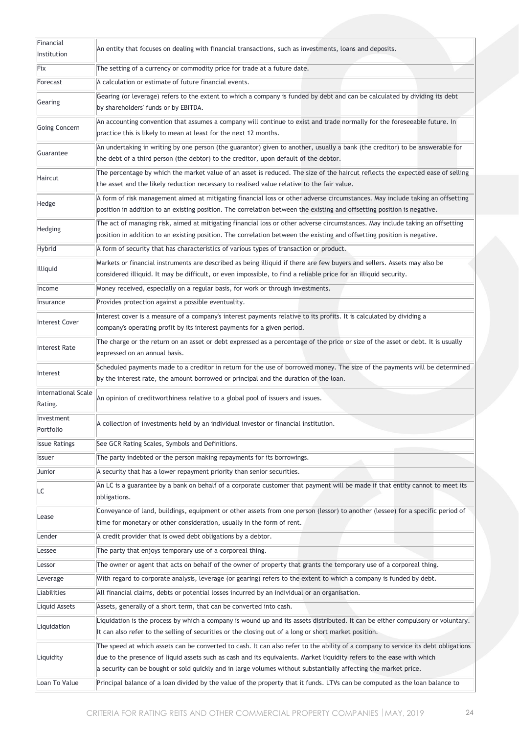| | |
|---|---|
| Financial Institution | An entity that focuses on dealing with financial transactions, such as investments, loans and deposits. |
| Fix | The setting of a currency or commodity price for trade at a future date. |
| Forecast | A calculation or estimate of future financial events. |
| Gearing | Gearing (or leverage) refers to the extent to which a company is funded by debt and can be calculated by dividing its debt by shareholders' funds or by EBITDA. |
| Going Concern | An accounting convention that assumes a company will continue to exist and trade normally for the foreseeable future. In practice this is likely to mean at least for the next 12 months. |
| Guarantee | An undertaking in writing by one person (the guarantor) given to another, usually a bank (the creditor) to be answerable for the debt of a third person (the debtor) to the creditor, upon default of the debtor. |
| Haircut | The percentage by which the market value of an asset is reduced. The size of the haircut reflects the expected ease of selling the asset and the likely reduction necessary to realised value relative to the fair value. |
| Hedge | A form of risk management aimed at mitigating financial loss or other adverse circumstances. May include taking an offsetting position in addition to an existing position. The correlation between the existing and offsetting position is negative. |
| Hedging | The act of managing risk, aimed at mitigating financial loss or other adverse circumstances. May include taking an offsetting position in addition to an existing position. The correlation between the existing and offsetting position is negative. |
| Hybrid | A form of security that has characteristics of various types of transaction or product. |
| Illiquid | Markets or financial instruments are described as being illiquid if there are few buyers and sellers. Assets may also be considered illiquid. It may be difficult, or even impossible, to find a reliable price for an illiquid security. |
| Income | Money received, especially on a regular basis, for work or through investments. |
| Insurance | Provides protection against a possible eventuality. |
| Interest Cover | Interest cover is a measure of a company's interest payments relative to its profits. It is calculated by dividing a company's operating profit by its interest payments for a given period. |
| Interest Rate | The charge or the return on an asset or debt expressed as a percentage of the price or size of the asset or debt. It is usually expressed on an annual basis. |
| Interest | Scheduled payments made to a creditor in return for the use of borrowed money. The size of the payments will be determined by the interest rate, the amount borrowed or principal and the duration of the loan. |
| International Scale Rating. | An opinion of creditworthiness relative to a global pool of issuers and issues. |
| Investment Portfolio | A collection of investments held by an individual investor or financial institution. |
| Issue Ratings | See GCR Rating Scales, Symbols and Definitions. |
| Issuer | The party indebted or the person making repayments for its borrowings. |
| Junior | A security that has a lower repayment priority than senior securities. |
| LC | An LC is a guarantee by a bank on behalf of a corporate customer that payment will be made if that entity cannot to meet its obligations. |
| Lease | Conveyance of land, buildings, equipment or other assets from one person (lessor) to another (lessee) for a specific period of time for monetary or other consideration, usually in the form of rent. |
| Lender | A credit provider that is owed debt obligations by a debtor. |
| Lessee | The party that enjoys temporary use of a corporeal thing. |
| Lessor | The owner or agent that acts on behalf of the owner of property that grants the temporary use of a corporeal thing. |
| Leverage | With regard to corporate analysis, leverage (or gearing) refers to the extent to which a company is funded by debt. |
| Liabilities | All financial claims, debts or potential losses incurred by an individual or an organisation. |
| Liquid Assets | Assets, generally of a short term, that can be converted into cash. |
| Liquidation | Liquidation is the process by which a company is wound up and its assets distributed. It can be either compulsory or voluntary. It can also refer to the selling of securities or the closing out of a long or short market position. |
| Liquidity | The speed at which assets can be converted to cash. It can also refer to the ability of a company to service its debt obligations due to the presence of liquid assets such as cash and its equivalents. Market liquidity refers to the ease with which a security can be bought or sold quickly and in large volumes without substantially affecting the market price. |
| Loan To Value | Principal balance of a loan divided by the value of the property that it funds. LTVs can be computed as the loan balance to |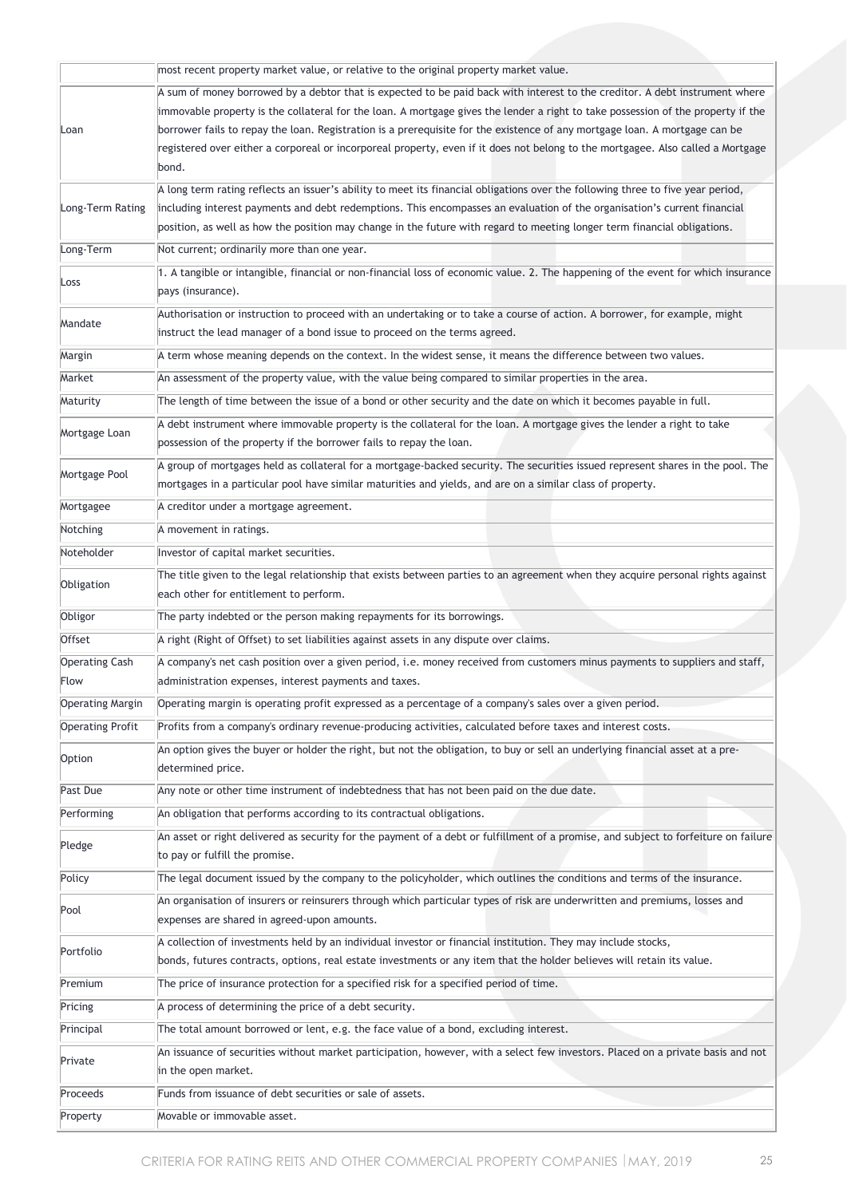| | |
|---|---|
| | most recent property market value, or relative to the original property market value. |
| Loan | A sum of money borrowed by a debtor that is expected to be paid back with interest to the creditor. A debt instrument where immovable property is the collateral for the loan. A mortgage gives the lender a right to take possession of the property if the borrower fails to repay the loan. Registration is a prerequisite for the existence of any mortgage loan. A mortgage can be registered over either a corporeal or incorporeal property, even if it does not belong to the mortgagee. Also called a Mortgage bond. |
| Long-Term Rating | A long term rating reflects an issuer's ability to meet its financial obligations over the following three to five year period, including interest payments and debt redemptions. This encompasses an evaluation of the organisation's current financial position, as well as how the position may change in the future with regard to meeting longer term financial obligations. |
| Long-Term | Not current; ordinarily more than one year. |
| Loss | 1. A tangible or intangible, financial or non-financial loss of economic value. 2. The happening of the event for which insurance pays (insurance). |
| Mandate | Authorisation or instruction to proceed with an undertaking or to take a course of action. A borrower, for example, might instruct the lead manager of a bond issue to proceed on the terms agreed. |
| Margin | A term whose meaning depends on the context. In the widest sense, it means the difference between two values. |
| Market | An assessment of the property value, with the value being compared to similar properties in the area. |
| Maturity | The length of time between the issue of a bond or other security and the date on which it becomes payable in full. |
| Mortgage Loan | A debt instrument where immovable property is the collateral for the loan. A mortgage gives the lender a right to take possession of the property if the borrower fails to repay the loan. |
| Mortgage Pool | A group of mortgages held as collateral for a mortgage-backed security. The securities issued represent shares in the pool. The mortgages in a particular pool have similar maturities and yields, and are on a similar class of property. |
| Mortgagee | A creditor under a mortgage agreement. |
| Notching | A movement in ratings. |
| Noteholder | Investor of capital market securities. |
| Obligation | The title given to the legal relationship that exists between parties to an agreement when they acquire personal rights against each other for entitlement to perform. |
| Obligor | The party indebted or the person making repayments for its borrowings. |
| Offset | A right (Right of Offset) to set liabilities against assets in any dispute over claims. |
| Operating Cash Flow | A company's net cash position over a given period, i.e. money received from customers minus payments to suppliers and staff, administration expenses, interest payments and taxes. |
| Operating Margin | Operating margin is operating profit expressed as a percentage of a company's sales over a given period. |
| Operating Profit | Profits from a company's ordinary revenue-producing activities, calculated before taxes and interest costs. |
| Option | An option gives the buyer or holder the right, but not the obligation, to buy or sell an underlying financial asset at a pre-determined price. |
| Past Due | Any note or other time instrument of indebtedness that has not been paid on the due date. |
| Performing | An obligation that performs according to its contractual obligations. |
| Pledge | An asset or right delivered as security for the payment of a debt or fulfillment of a promise, and subject to forfeiture on failure to pay or fulfill the promise. |
| Policy | The legal document issued by the company to the policyholder, which outlines the conditions and terms of the insurance. |
| Pool | An organisation of insurers or reinsurers through which particular types of risk are underwritten and premiums, losses and expenses are shared in agreed-upon amounts. |
| Portfolio | A collection of investments held by an individual investor or financial institution. They may include stocks, bonds, futures contracts, options, real estate investments or any item that the holder believes will retain its value. |
| Premium | The price of insurance protection for a specified risk for a specified period of time. |
| Pricing | A process of determining the price of a debt security. |
| Principal | The total amount borrowed or lent, e.g. the face value of a bond, excluding interest. |
| Private | An issuance of securities without market participation, however, with a select few investors. Placed on a private basis and not in the open market. |
| Proceeds | Funds from issuance of debt securities or sale of assets. |
| Property | Movable or immovable asset. |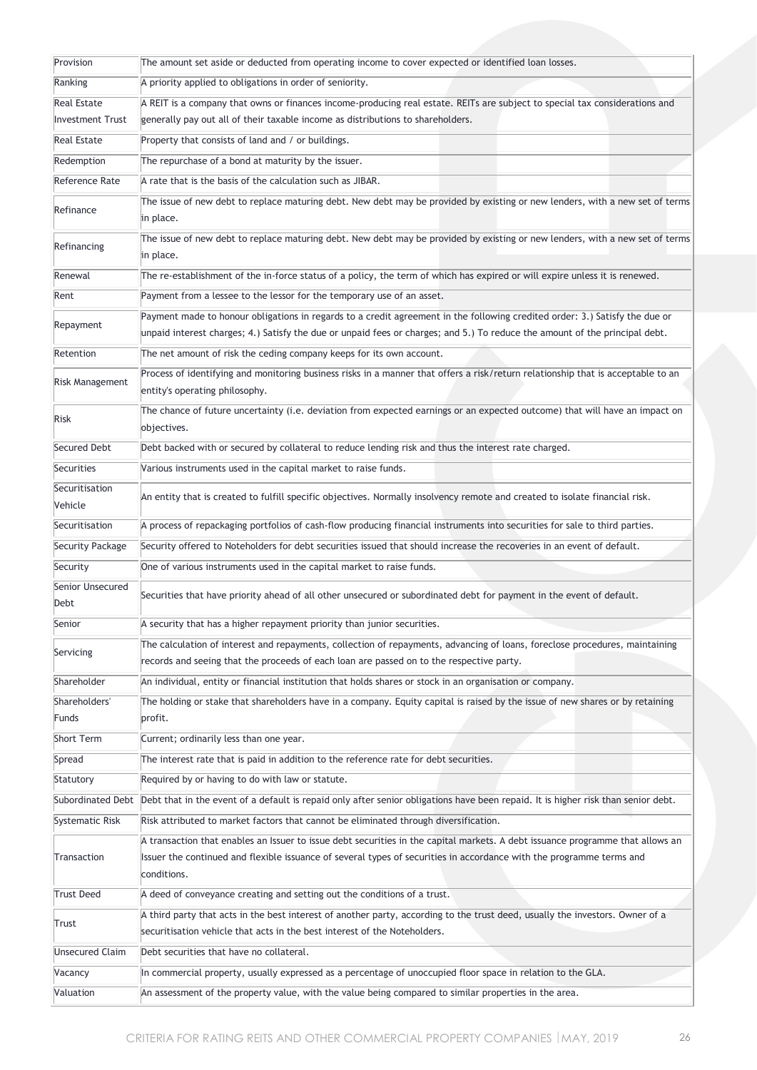| | |
|---|---|
| Provision | The amount set aside or deducted from operating income to cover expected or identified loan losses. |
| Ranking | A priority applied to obligations in order of seniority. |
| Real Estate Investment Trust | A REIT is a company that owns or finances income-producing real estate. REITs are subject to special tax considerations and generally pay out all of their taxable income as distributions to shareholders. |
| Real Estate | Property that consists of land and / or buildings. |
| Redemption | The repurchase of a bond at maturity by the issuer. |
| Reference Rate | A rate that is the basis of the calculation such as JIBAR. |
| Refinance | The issue of new debt to replace maturing debt. New debt may be provided by existing or new lenders, with a new set of terms in place. |
| Refinancing | The issue of new debt to replace maturing debt. New debt may be provided by existing or new lenders, with a new set of terms in place. |
| Renewal | The re-establishment of the in-force status of a policy, the term of which has expired or will expire unless it is renewed. |
| Rent | Payment from a lessee to the lessor for the temporary use of an asset. |
| Repayment | Payment made to honour obligations in regards to a credit agreement in the following credited order: 3.) Satisfy the due or unpaid interest charges; 4.) Satisfy the due or unpaid fees or charges; and 5.) To reduce the amount of the principal debt. |
| Retention | The net amount of risk the ceding company keeps for its own account. |
| Risk Management | Process of identifying and monitoring business risks in a manner that offers a risk/return relationship that is acceptable to an entity's operating philosophy. |
| Risk | The chance of future uncertainty (i.e. deviation from expected earnings or an expected outcome) that will have an impact on objectives. |
| Secured Debt | Debt backed with or secured by collateral to reduce lending risk and thus the interest rate charged. |
| Securities | Various instruments used in the capital market to raise funds. |
| Securitisation Vehicle | An entity that is created to fulfill specific objectives. Normally insolvency remote and created to isolate financial risk. |
| Securitisation | A process of repackaging portfolios of cash-flow producing financial instruments into securities for sale to third parties. |
| Security Package | Security offered to Noteholders for debt securities issued that should increase the recoveries in an event of default. |
| Security | One of various instruments used in the capital market to raise funds. |
| Senior Unsecured Debt | Securities that have priority ahead of all other unsecured or subordinated debt for payment in the event of default. |
| Senior | A security that has a higher repayment priority than junior securities. |
| Servicing | The calculation of interest and repayments, collection of repayments, advancing of loans, foreclose procedures, maintaining records and seeing that the proceeds of each loan are passed on to the respective party. |
| Shareholder | An individual, entity or financial institution that holds shares or stock in an organisation or company. |
| Shareholders' Funds | The holding or stake that shareholders have in a company. Equity capital is raised by the issue of new shares or by retaining profit. |
| Short Term | Current; ordinarily less than one year. |
| Spread | The interest rate that is paid in addition to the reference rate for debt securities. |
| Statutory | Required by or having to do with law or statute. |
| Subordinated Debt | Debt that in the event of a default is repaid only after senior obligations have been repaid. It is higher risk than senior debt. |
| Systematic Risk | Risk attributed to market factors that cannot be eliminated through diversification. |
| Transaction | A transaction that enables an Issuer to issue debt securities in the capital markets. A debt issuance programme that allows an Issuer the continued and flexible issuance of several types of securities in accordance with the programme terms and conditions. |
| Trust Deed | A deed of conveyance creating and setting out the conditions of a trust. |
| Trust | A third party that acts in the best interest of another party, according to the trust deed, usually the investors. Owner of a securitisation vehicle that acts in the best interest of the Noteholders. |
| Unsecured Claim | Debt securities that have no collateral. |
| Vacancy | In commercial property, usually expressed as a percentage of unoccupied floor space in relation to the GLA. |
| Valuation | An assessment of the property value, with the value being compared to similar properties in the area. |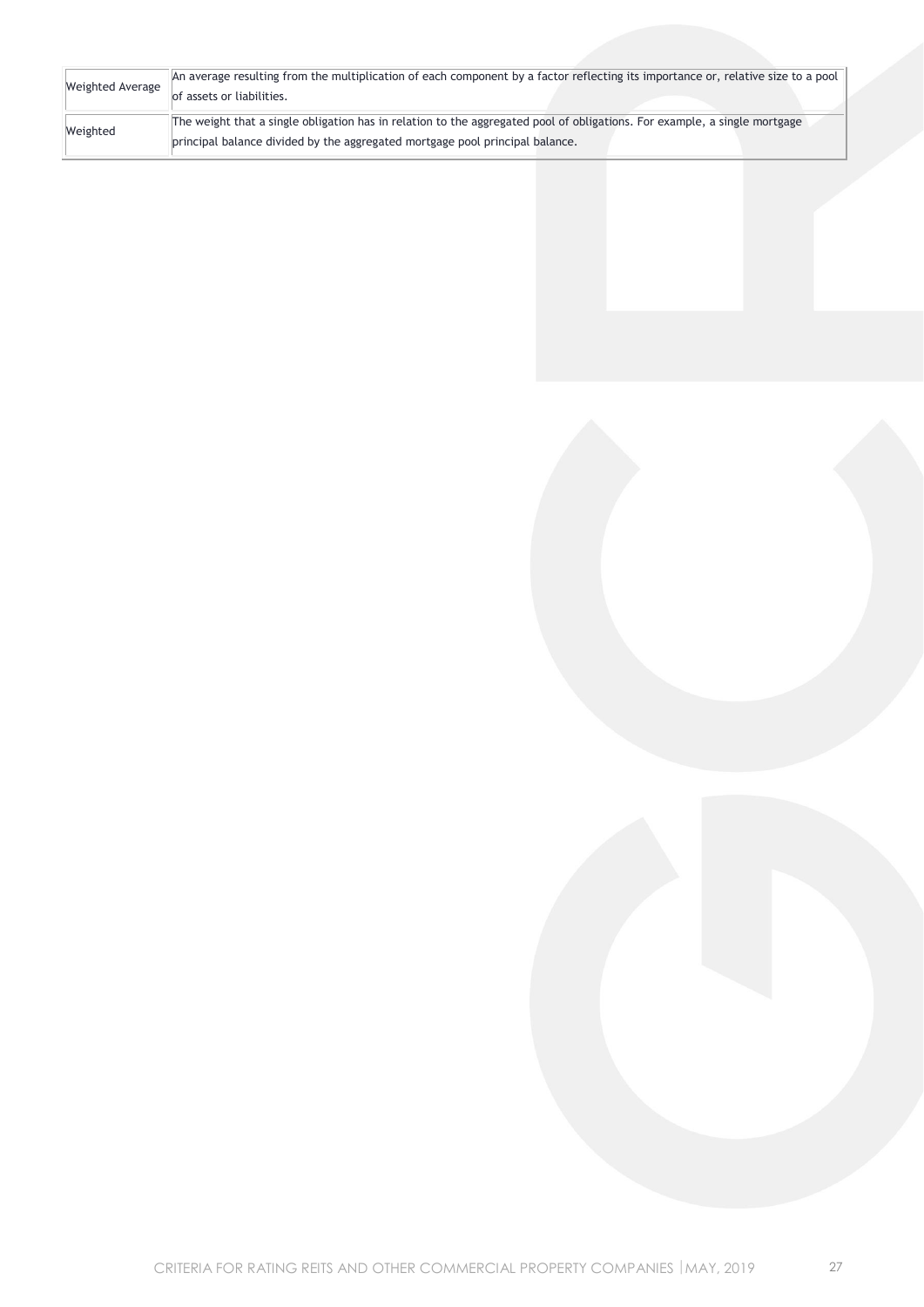| | |
|---|---|
| Weighted Average | An average resulting from the multiplication of each component by a factor reflecting its importance or, relative size to a pool of assets or liabilities. |
| Weighted | The weight that a single obligation has in relation to the aggregated pool of obligations. For example, a single mortgage principal balance divided by the aggregated mortgage pool principal balance. |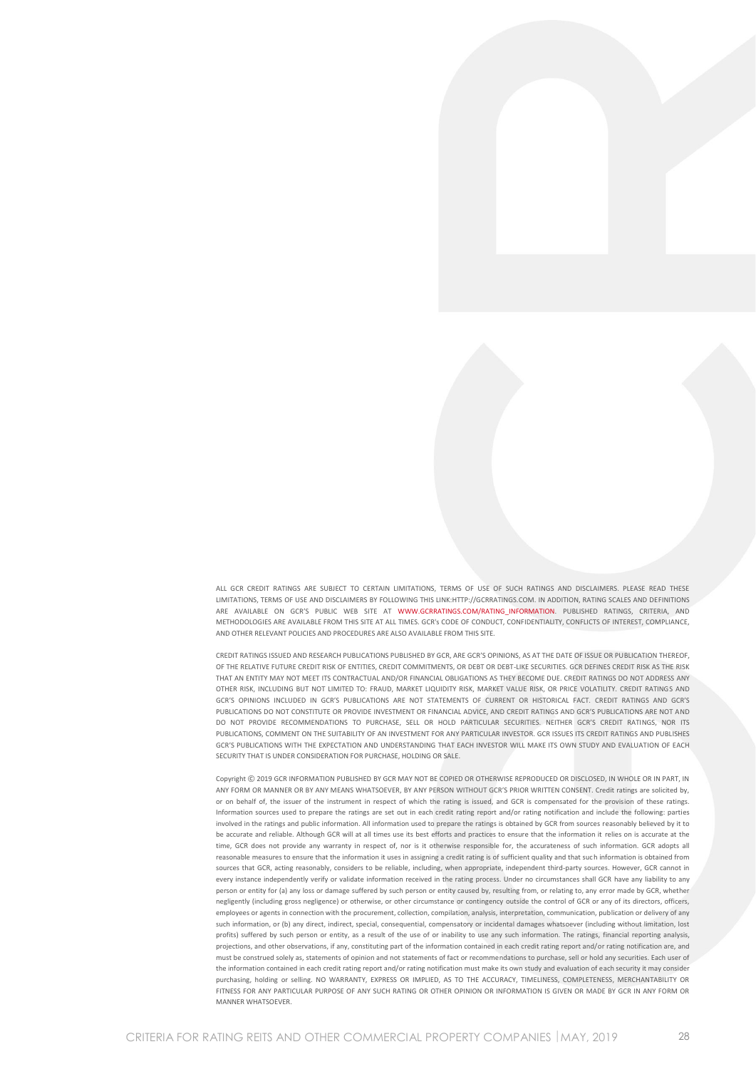ALL GCR CREDIT RATINGS ARE SUBJECT TO CERTAIN LIMITATIONS, TERMS OF USE OF SUCH RATINGS AND DISCLAIMERS. PLEASE READ THESE LIMITATIONS, TERMS OF USE AND DISCLAIMERS BY FOLLOWING THIS LINK:HTTP://GCRRATINGS.COM. IN ADDITION, RATING SCALES AND DEFINITIONS ARE AVAILABLE ON GCR'S PUBLIC WEB SITE AT WWW.GCRRATINGS.COM/RATING_INFORMATION. PUBLISHED RATINGS, CRITERIA, AND METHODOLOGIES ARE AVAILABLE FROM THIS SITE AT ALL TIMES. GCR's CODE OF CONDUCT, CONFIDENTIALITY, CONFLICTS OF INTEREST, COMPLIANCE, AND OTHER RELEVANT POLICIES AND PROCEDURES ARE ALSO AVAILABLE FROM THIS SITE.

CREDIT RATINGS ISSUED AND RESEARCH PUBLICATIONS PUBLISHED BY GCR, ARE GCR'S OPINIONS, AS AT THE DATE OF ISSUE OR PUBLICATION THEREOF, OF THE RELATIVE FUTURE CREDIT RISK OF ENTITIES, CREDIT COMMITMENTS, OR DEBT OR DEBT-LIKE SECURITIES. GCR DEFINES CREDIT RISK AS THE RISK THAT AN ENTITY MAY NOT MEET ITS CONTRACTUAL AND/OR FINANCIAL OBLIGATIONS AS THEY BECOME DUE. CREDIT RATINGS DO NOT ADDRESS ANY OTHER RISK, INCLUDING BUT NOT LIMITED TO: FRAUD, MARKET LIQUIDITY RISK, MARKET VALUE RISK, OR PRICE VOLATILITY. CREDIT RATINGS AND GCR'S OPINIONS INCLUDED IN GCR'S PUBLICATIONS ARE NOT STATEMENTS OF CURRENT OR HISTORICAL FACT. CREDIT RATINGS AND GCR'S PUBLICATIONS DO NOT CONSTITUTE OR PROVIDE INVESTMENT OR FINANCIAL ADVICE, AND CREDIT RATINGS AND GCR'S PUBLICATIONS ARE NOT AND DO NOT PROVIDE RECOMMENDATIONS TO PURCHASE, SELL OR HOLD PARTICULAR SECURITIES. NEITHER GCR'S CREDIT RATINGS, NOR ITS PUBLICATIONS, COMMENT ON THE SUITABILITY OF AN INVESTMENT FOR ANY PARTICULAR INVESTOR. GCR ISSUES ITS CREDIT RATINGS AND PUBLISHES GCR'S PUBLICATIONS WITH THE EXPECTATION AND UNDERSTANDING THAT EACH INVESTOR WILL MAKE ITS OWN STUDY AND EVALUATION OF EACH SECURITY THAT IS UNDER CONSIDERATION FOR PURCHASE, HOLDING OR SALE.

Copyright © 2019 GCR INFORMATION PUBLISHED BY GCR MAY NOT BE COPIED OR OTHERWISE REPRODUCED OR DISCLOSED, IN WHOLE OR IN PART, IN ANY FORM OR MANNER OR BY ANY MEANS WHATSOEVER, BY ANY PERSON WITHOUT GCR'S PRIOR WRITTEN CONSENT. Credit ratings are solicited by, or on behalf of, the issuer of the instrument in respect of which the rating is issued, and GCR is compensated for the provision of these ratings. Information sources used to prepare the ratings are set out in each credit rating report and/or rating notification and include the following: parties involved in the ratings and public information. All information used to prepare the ratings is obtained by GCR from sources reasonably believed by it to be accurate and reliable. Although GCR will at all times use its best efforts and practices to ensure that the information it relies on is accurate at the time, GCR does not provide any warranty in respect of, nor is it otherwise responsible for, the accurateness of such information. GCR adopts all reasonable measures to ensure that the information it uses in assigning a credit rating is of sufficient quality and that such information is obtained from sources that GCR, acting reasonably, considers to be reliable, including, when appropriate, independent third-party sources. However, GCR cannot in every instance independently verify or validate information received in the rating process. Under no circumstances shall GCR have any liability to any person or entity for (a) any loss or damage suffered by such person or entity caused by, resulting from, or relating to, any error made by GCR, whether negligently (including gross negligence) or otherwise, or other circumstance or contingency outside the control of GCR or any of its directors, officers, employees or agents in connection with the procurement, collection, compilation, analysis, interpretation, communication, publication or delivery of any such information, or (b) any direct, indirect, special, consequential, compensatory or incidental damages whatsoever (including without limitation, lost profits) suffered by such person or entity, as a result of the use of or inability to use any such information. The ratings, financial reporting analysis, projections, and other observations, if any, constituting part of the information contained in each credit rating report and/or rating notification are, and must be construed solely as, statements of opinion and not statements of fact or recommendations to purchase, sell or hold any securities. Each user of the information contained in each credit rating report and/or rating notification must make its own study and evaluation of each security it may consider purchasing, holding or selling. NO WARRANTY, EXPRESS OR IMPLIED, AS TO THE ACCURACY, TIMELINESS, COMPLETENESS, MERCHANTABILITY OR FITNESS FOR ANY PARTICULAR PURPOSE OF ANY SUCH RATING OR OTHER OPINION OR INFORMATION IS GIVEN OR MADE BY GCR IN ANY FORM OR MANNER WHATSOEVER.